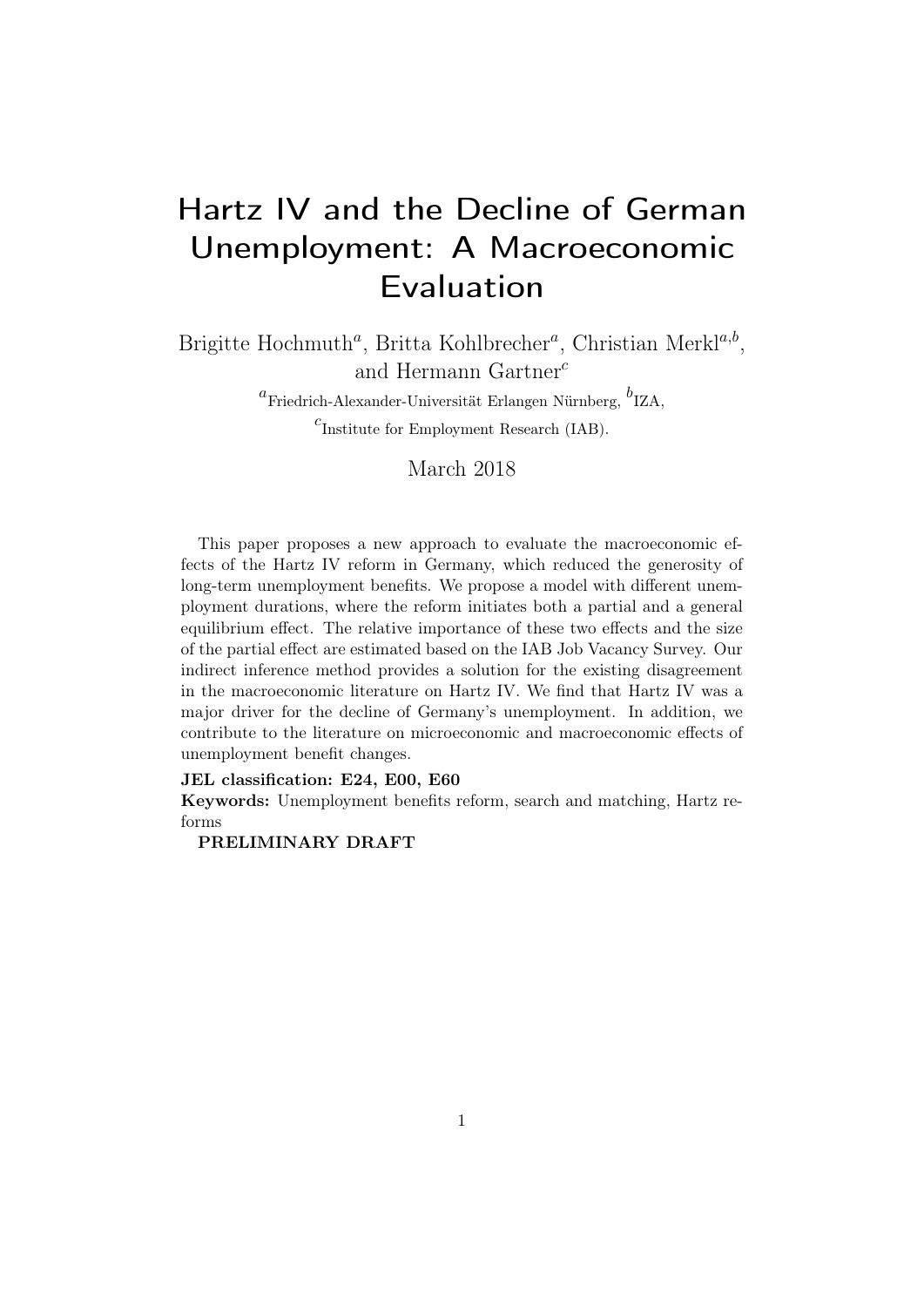# Hartz IV and the Decline of German Unemployment: A Macroeconomic Evaluation

Brigitte Hochmuth[a], Britta Kohlbrecher[a], Christian Merkl[a,b], and Hermann Gartner[c]

[a]Friedrich-Alexander-Universität Erlangen Nürnberg, [b]IZA, [c]Institute for Employment Research (IAB).

March 2018

This paper proposes a new approach to evaluate the macroeconomic effects of the Hartz IV reform in Germany, which reduced the generosity of long-term unemployment benefits. We propose a model with different unemployment durations, where the reform initiates both a partial and a general equilibrium effect. The relative importance of these two effects and the size of the partial effect are estimated based on the IAB Job Vacancy Survey. Our indirect inference method provides a solution for the existing disagreement in the macroeconomic literature on Hartz IV. We find that Hartz IV was a major driver for the decline of Germany's unemployment. In addition, we contribute to the literature on microeconomic and macroeconomic effects of unemployment benefit changes.

**JEL classification: E24, E00, E60**

**Keywords:** Unemployment benefits reform, search and matching, Hartz reforms

**PRELIMINARY DRAFT**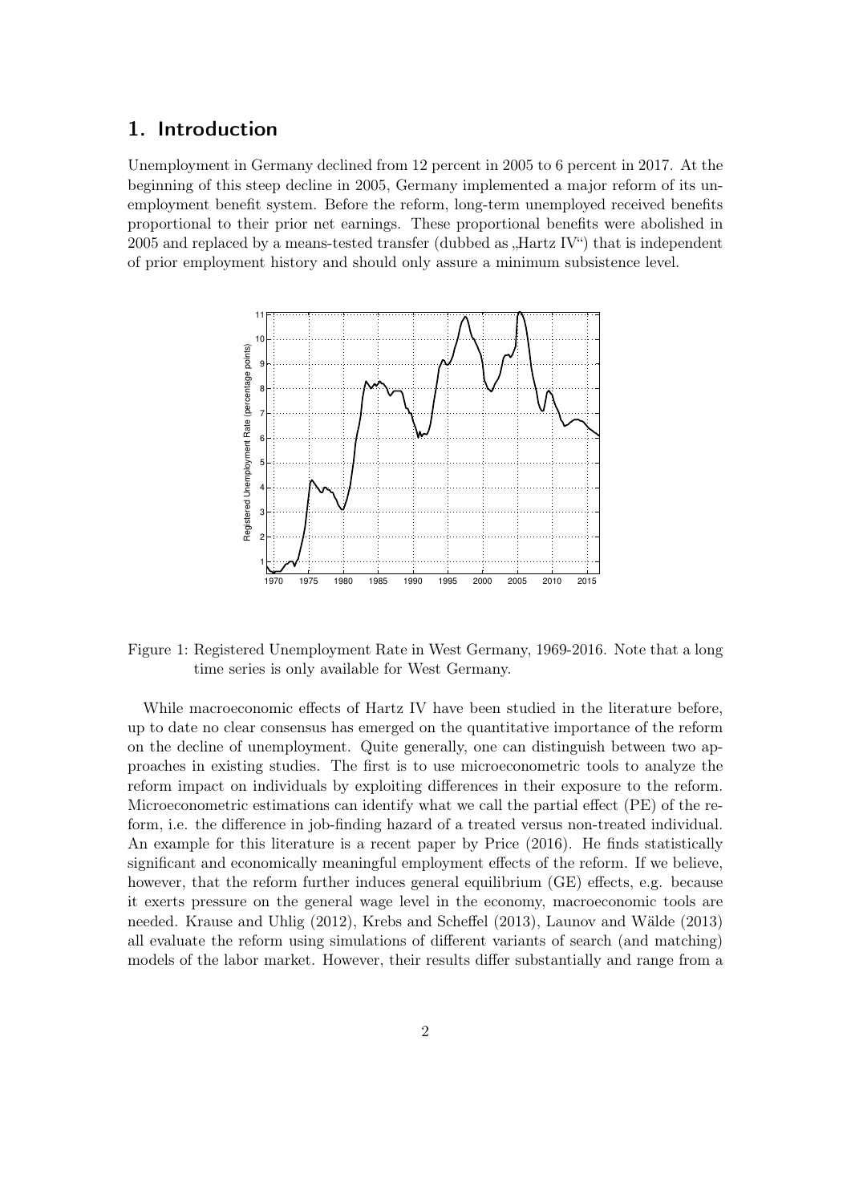## 1. Introduction

Unemployment in Germany declined from 12 percent in 2005 to 6 percent in 2017. At the beginning of this steep decline in 2005, Germany implemented a major reform of its unemployment benefit system. Before the reform, long-term unemployed received benefits proportional to their prior net earnings. These proportional benefits were abolished in 2005 and replaced by a means-tested transfer (dubbed as „Hartz IV") that is independent of prior employment history and should only assure a minimum subsistence level.

Figure 1: Registered Unemployment Rate in West Germany, 1969-2016. Note that a long time series is only available for West Germany.

While macroeconomic effects of Hartz IV have been studied in the literature before, up to date no clear consensus has emerged on the quantitative importance of the reform on the decline of unemployment. Quite generally, one can distinguish between two approaches in existing studies. The first is to use microeconometric tools to analyze the reform impact on individuals by exploiting differences in their exposure to the reform. Microeconometric estimations can identify what we call the partial effect (PE) of the reform, i.e. the difference in job-finding hazard of a treated versus non-treated individual. An example for this literature is a recent paper by Price (2016). He finds statistically significant and economically meaningful employment effects of the reform. If we believe, however, that the reform further induces general equilibrium (GE) effects, e.g. because it exerts pressure on the general wage level in the economy, macroeconomic tools are needed. Krause and Uhlig (2012), Krebs and Scheffel (2013), Launov and Wälde (2013) all evaluate the reform using simulations of different variants of search (and matching) models of the labor market. However, their results differ substantially and range from a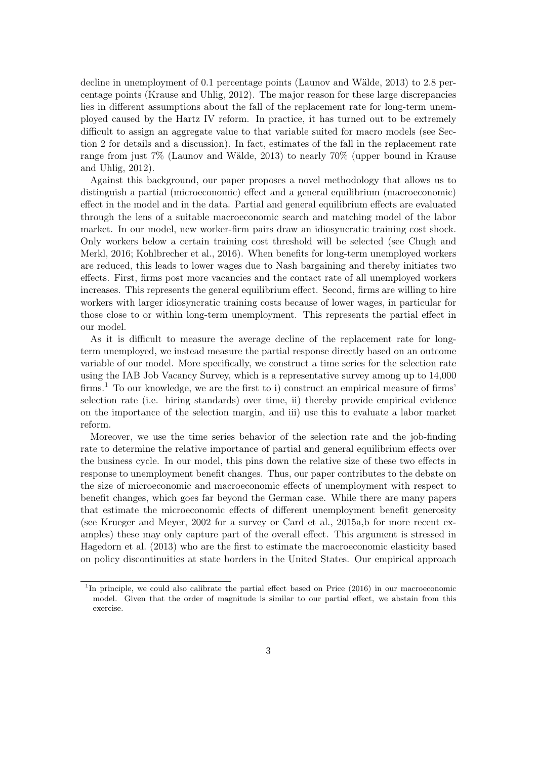decline in unemployment of 0.1 percentage points (Launov and Wälde, 2013) to 2.8 percentage points (Krause and Uhlig, 2012). The major reason for these large discrepancies lies in different assumptions about the fall of the replacement rate for long-term unemployed caused by the Hartz IV reform. In practice, it has turned out to be extremely difficult to assign an aggregate value to that variable suited for macro models (see Section 2 for details and a discussion). In fact, estimates of the fall in the replacement rate range from just 7% (Launov and Wälde, 2013) to nearly 70% (upper bound in Krause and Uhlig, 2012).

Against this background, our paper proposes a novel methodology that allows us to distinguish a partial (microeconomic) effect and a general equilibrium (macroeconomic) effect in the model and in the data. Partial and general equilibrium effects are evaluated through the lens of a suitable macroeconomic search and matching model of the labor market. In our model, new worker-firm pairs draw an idiosyncratic training cost shock. Only workers below a certain training cost threshold will be selected (see Chugh and Merkl, 2016; Kohlbrecher et al., 2016). When benefits for long-term unemployed workers are reduced, this leads to lower wages due to Nash bargaining and thereby initiates two effects. First, firms post more vacancies and the contact rate of all unemployed workers increases. This represents the general equilibrium effect. Second, firms are willing to hire workers with larger idiosyncratic training costs because of lower wages, in particular for those close to or within long-term unemployment. This represents the partial effect in our model.

As it is difficult to measure the average decline of the replacement rate for long-term unemployed, we instead measure the partial response directly based on an outcome variable of our model. More specifically, we construct a time series for the selection rate using the IAB Job Vacancy Survey, which is a representative survey among up to 14,000 firms.[1] To our knowledge, we are the first to i) construct an empirical measure of firms' selection rate (i.e. hiring standards) over time, ii) thereby provide empirical evidence on the importance of the selection margin, and iii) use this to evaluate a labor market reform.

Moreover, we use the time series behavior of the selection rate and the job-finding rate to determine the relative importance of partial and general equilibrium effects over the business cycle. In our model, this pins down the relative size of these two effects in response to unemployment benefit changes. Thus, our paper contributes to the debate on the size of microeconomic and macroeconomic effects of unemployment with respect to benefit changes, which goes far beyond the German case. While there are many papers that estimate the microeconomic effects of different unemployment benefit generosity (see Krueger and Meyer, 2002 for a survey or Card et al., 2015a,b for more recent examples) these may only capture part of the overall effect. This argument is stressed in Hagedorn et al. (2013) who are the first to estimate the macroeconomic elasticity based on policy discontinuities at state borders in the United States. Our empirical approach

[1] In principle, we could also calibrate the partial effect based on Price (2016) in our macroeconomic model. Given that the order of magnitude is similar to our partial effect, we abstain from this exercise.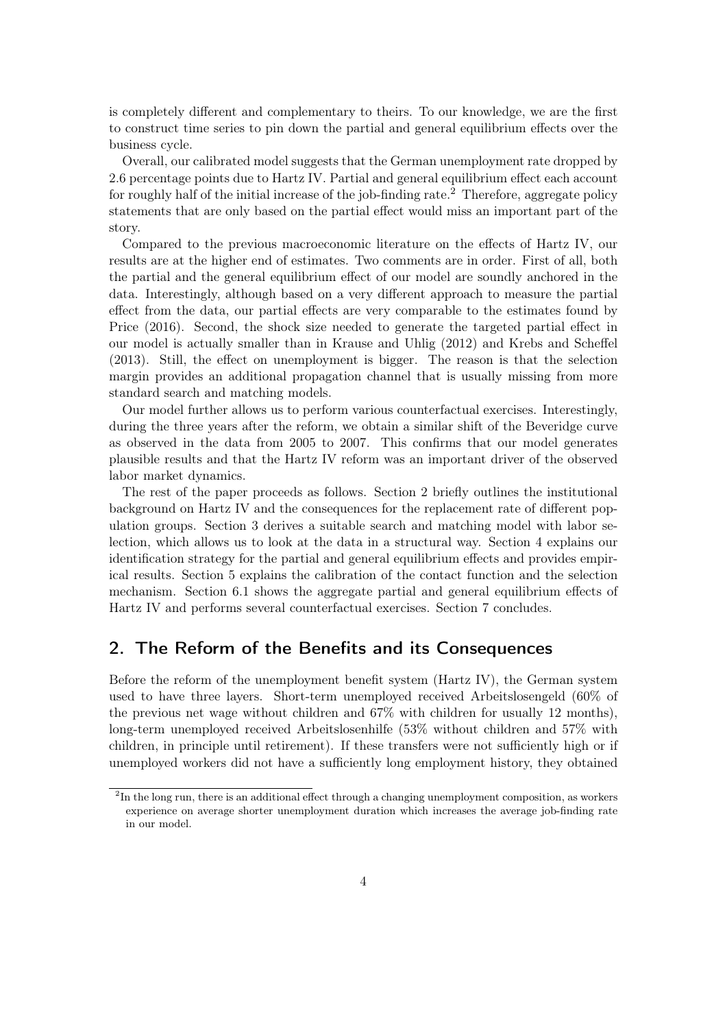is completely different and complementary to theirs. To our knowledge, we are the first to construct time series to pin down the partial and general equilibrium effects over the business cycle.

Overall, our calibrated model suggests that the German unemployment rate dropped by 2.6 percentage points due to Hartz IV. Partial and general equilibrium effect each account for roughly half of the initial increase of the job-finding rate.[2] Therefore, aggregate policy statements that are only based on the partial effect would miss an important part of the story.

Compared to the previous macroeconomic literature on the effects of Hartz IV, our results are at the higher end of estimates. Two comments are in order. First of all, both the partial and the general equilibrium effect of our model are soundly anchored in the data. Interestingly, although based on a very different approach to measure the partial effect from the data, our partial effects are very comparable to the estimates found by Price (2016). Second, the shock size needed to generate the targeted partial effect in our model is actually smaller than in Krause and Uhlig (2012) and Krebs and Scheffel (2013). Still, the effect on unemployment is bigger. The reason is that the selection margin provides an additional propagation channel that is usually missing from more standard search and matching models.

Our model further allows us to perform various counterfactual exercises. Interestingly, during the three years after the reform, we obtain a similar shift of the Beveridge curve as observed in the data from 2005 to 2007. This confirms that our model generates plausible results and that the Hartz IV reform was an important driver of the observed labor market dynamics.

The rest of the paper proceeds as follows. Section 2 briefly outlines the institutional background on Hartz IV and the consequences for the replacement rate of different population groups. Section 3 derives a suitable search and matching model with labor selection, which allows us to look at the data in a structural way. Section 4 explains our identification strategy for the partial and general equilibrium effects and provides empirical results. Section 5 explains the calibration of the contact function and the selection mechanism. Section 6.1 shows the aggregate partial and general equilibrium effects of Hartz IV and performs several counterfactual exercises. Section 7 concludes.

## 2. The Reform of the Benefits and its Consequences

Before the reform of the unemployment benefit system (Hartz IV), the German system used to have three layers. Short-term unemployed received Arbeitslosengeld (60% of the previous net wage without children and 67% with children for usually 12 months), long-term unemployed received Arbeitslosenhilfe (53% without children and 57% with children, in principle until retirement). If these transfers were not sufficiently high or if unemployed workers did not have a sufficiently long employment history, they obtained

[2] In the long run, there is an additional effect through a changing unemployment composition, as workers experience on average shorter unemployment duration which increases the average job-finding rate in our model.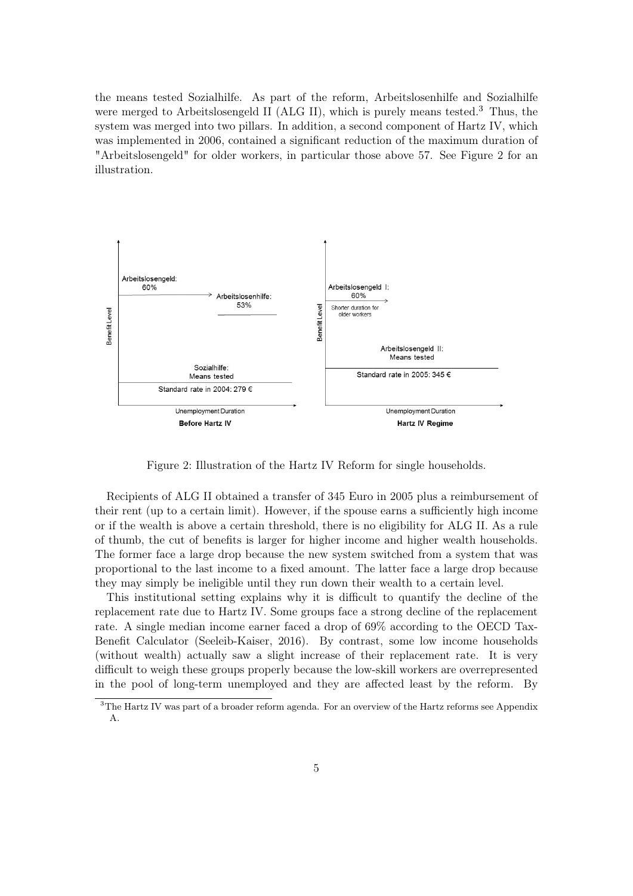the means tested Sozialhilfe. As part of the reform, Arbeitslosenhilfe and Sozialhilfe were merged to Arbeitslosengeld II (ALG II), which is purely means tested.[3] Thus, the system was merged into two pillars. In addition, a second component of Hartz IV, which was implemented in 2006, contained a significant reduction of the maximum duration of "Arbeitslosengeld" for older workers, in particular those above 57. See Figure 2 for an illustration.

Figure 2: Illustration of the Hartz IV Reform for single households.

Recipients of ALG II obtained a transfer of 345 Euro in 2005 plus a reimbursement of their rent (up to a certain limit). However, if the spouse earns a sufficiently high income or if the wealth is above a certain threshold, there is no eligibility for ALG II. As a rule of thumb, the cut of benefits is larger for higher income and higher wealth households. The former face a large drop because the new system switched from a system that was proportional to the last income to a fixed amount. The latter face a large drop because they may simply be ineligible until they run down their wealth to a certain level.

This institutional setting explains why it is difficult to quantify the decline of the replacement rate due to Hartz IV. Some groups face a strong decline of the replacement rate. A single median income earner faced a drop of 69% according to the OECD Tax-Benefit Calculator (Seeleib-Kaiser, 2016). By contrast, some low income households (without wealth) actually saw a slight increase of their replacement rate. It is very difficult to weigh these groups properly because the low-skill workers are overrepresented in the pool of long-term unemployed and they are affected least by the reform. By

[3] The Hartz IV was part of a broader reform agenda. For an overview of the Hartz reforms see Appendix A.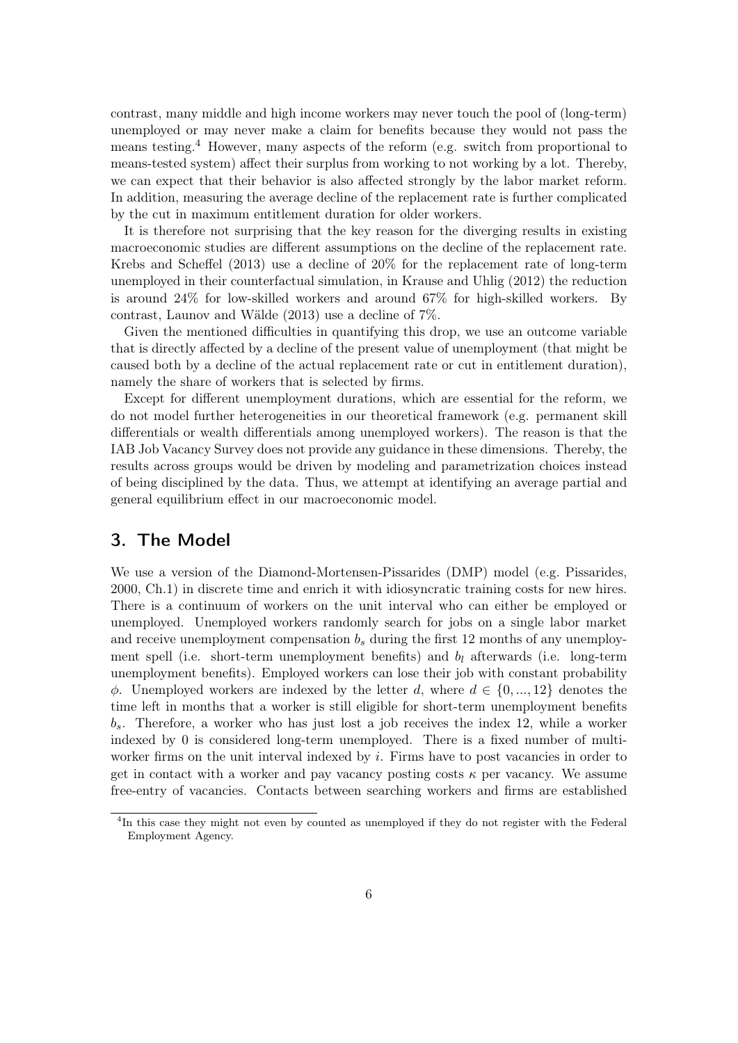contrast, many middle and high income workers may never touch the pool of (long-term) unemployed or may never make a claim for benefits because they would not pass the means testing.[4] However, many aspects of the reform (e.g. switch from proportional to means-tested system) affect their surplus from working to not working by a lot. Thereby, we can expect that their behavior is also affected strongly by the labor market reform. In addition, measuring the average decline of the replacement rate is further complicated by the cut in maximum entitlement duration for older workers.

It is therefore not surprising that the key reason for the diverging results in existing macroeconomic studies are different assumptions on the decline of the replacement rate. Krebs and Scheffel (2013) use a decline of 20% for the replacement rate of long-term unemployed in their counterfactual simulation, in Krause and Uhlig (2012) the reduction is around 24% for low-skilled workers and around 67% for high-skilled workers. By contrast, Launov and Wälde (2013) use a decline of 7%.

Given the mentioned difficulties in quantifying this drop, we use an outcome variable that is directly affected by a decline of the present value of unemployment (that might be caused both by a decline of the actual replacement rate or cut in entitlement duration), namely the share of workers that is selected by firms.

Except for different unemployment durations, which are essential for the reform, we do not model further heterogeneities in our theoretical framework (e.g. permanent skill differentials or wealth differentials among unemployed workers). The reason is that the IAB Job Vacancy Survey does not provide any guidance in these dimensions. Thereby, the results across groups would be driven by modeling and parametrization choices instead of being disciplined by the data. Thus, we attempt at identifying an average partial and general equilibrium effect in our macroeconomic model.

## 3. The Model

We use a version of the Diamond-Mortensen-Pissarides (DMP) model (e.g. Pissarides, 2000, Ch.1) in discrete time and enrich it with idiosyncratic training costs for new hires. There is a continuum of workers on the unit interval who can either be employed or unemployed. Unemployed workers randomly search for jobs on a single labor market and receive unemployment compensation $b_s$ during the first 12 months of any unemployment spell (i.e. short-term unemployment benefits) and $b_l$ afterwards (i.e. long-term unemployment benefits). Employed workers can lose their job with constant probability $\phi$. Unemployed workers are indexed by the letter $d$, where $d \in \{0, ..., 12\}$ denotes the time left in months that a worker is still eligible for short-term unemployment benefits $b_s$. Therefore, a worker who has just lost a job receives the index 12, while a worker indexed by 0 is considered long-term unemployed. There is a fixed number of multi-worker firms on the unit interval indexed by $i$. Firms have to post vacancies in order to get in contact with a worker and pay vacancy posting costs $\kappa$ per vacancy. We assume free-entry of vacancies. Contacts between searching workers and firms are established

[4] In this case they might not even by counted as unemployed if they do not register with the Federal Employment Agency.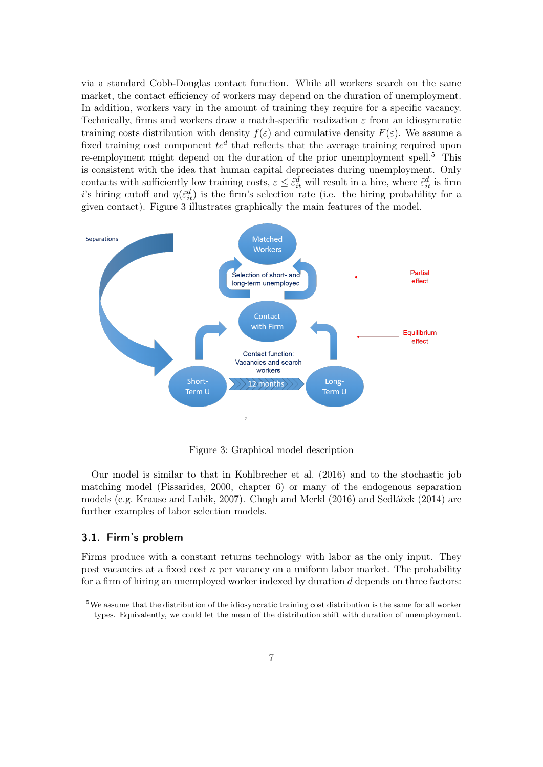via a standard Cobb-Douglas contact function. While all workers search on the same market, the contact efficiency of workers may depend on the duration of unemployment. In addition, workers vary in the amount of training they require for a specific vacancy. Technically, firms and workers draw a match-specific realization $\varepsilon$ from an idiosyncratic training costs distribution with density $f(\varepsilon)$ and cumulative density $F(\varepsilon)$. We assume a fixed training cost component $tc^d$ that reflects that the average training required upon re-employment might depend on the duration of the prior unemployment spell.[5] This is consistent with the idea that human capital depreciates during unemployment. Only contacts with sufficiently low training costs, $\varepsilon \leq \tilde{\varepsilon}_{it}^d$ will result in a hire, where $\tilde{\varepsilon}_{it}^d$ is firm $i$'s hiring cutoff and $\eta(\tilde{\varepsilon}_{it}^d)$ is the firm's selection rate (i.e. the hiring probability for a given contact). Figure 3 illustrates graphically the main features of the model.

Figure 3: Graphical model description

Our model is similar to that in Kohlbrecher et al. (2016) and to the stochastic job matching model (Pissarides, 2000, chapter 6) or many of the endogenous separation models (e.g. Krause and Lubik, 2007). Chugh and Merkl (2016) and Sedláček (2014) are further examples of labor selection models.

## 3.1. Firm's problem

Firms produce with a constant returns technology with labor as the only input. They post vacancies at a fixed cost $\kappa$ per vacancy on a uniform labor market. The probability for a firm of hiring an unemployed worker indexed by duration $d$ depends on three factors:

[5] We assume that the distribution of the idiosyncratic training cost distribution is the same for all worker types. Equivalently, we could let the mean of the distribution shift with duration of unemployment.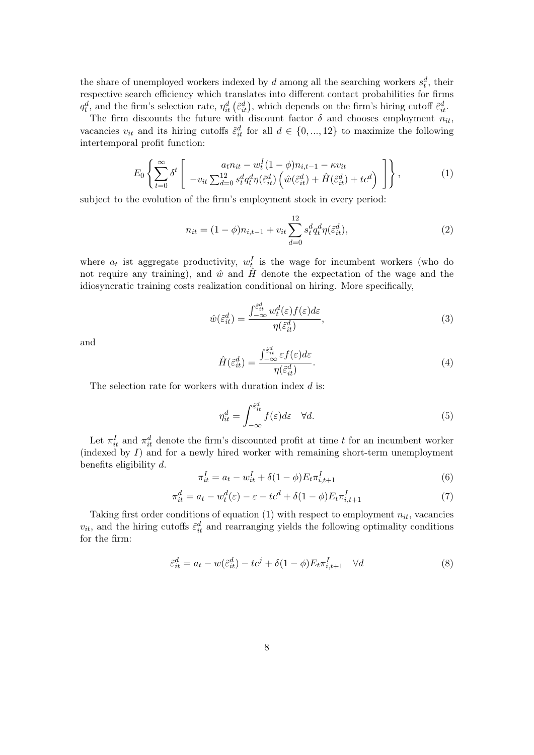the share of unemployed workers indexed by $d$ among all the searching workers $s_t^d$, their respective search efficiency which translates into different contact probabilities for firms $q_t^d$, and the firm's selection rate, $\eta_{it}^d\left(\tilde{\varepsilon}_{it}^d\right)$, which depends on the firm's hiring cutoff $\tilde{\varepsilon}_{it}^d$.

The firm discounts the future with discount factor $\delta$ and chooses employment $n_{it}$, vacancies $v_{it}$ and its hiring cutoffs $\tilde{\varepsilon}_{it}^d$ for all $d \in \{0, ..., 12\}$ to maximize the following intertemporal profit function:

$$E_0 \left\{ \sum_{t=0}^{\infty} \delta^t \left[ \begin{array}{c} a_t n_{it} - w_t^I (1-\phi) n_{i,t-1} - \kappa v_{it} \\ -v_{it} \sum_{d=0}^{12} s_t^d q_t^d \eta(\tilde{\varepsilon}_{it}^d) \left( \hat{w}(\tilde{\varepsilon}_{it}^d) + \hat{H}(\tilde{\varepsilon}_{it}^d) + tc^d \right) \end{array} \right] \right\}, \tag{1}$$

subject to the evolution of the firm's employment stock in every period:

$$n_{it} = (1-\phi) n_{i,t-1} + v_{it} \sum_{d=0}^{12} s_t^d q_t^d \eta(\tilde{\varepsilon}_{it}^d), \tag{2}$$

where $a_t$ ist aggregate productivity, $w_t^I$ is the wage for incumbent workers (who do not require any training), and $\hat{w}$ and $\hat{H}$ denote the expectation of the wage and the idiosyncratic training costs realization conditional on hiring. More specifically,

$$\hat{w}(\tilde{\varepsilon}_{it}^d) = \frac{\int_{-\infty}^{\tilde{\varepsilon}_{it}^d} w_t^d(\varepsilon) f(\varepsilon) d\varepsilon}{\eta(\tilde{\varepsilon}_{it}^d)}, \tag{3}$$

and

$$\hat{H}(\tilde{\varepsilon}_{it}^d) = \frac{\int_{-\infty}^{\tilde{\varepsilon}_{it}^d} \varepsilon f(\varepsilon) d\varepsilon}{\eta(\tilde{\varepsilon}_{it}^d)}. \tag{4}$$

The selection rate for workers with duration index $d$ is:

$$\eta_{it}^d = \int_{-\infty}^{\tilde{\varepsilon}_{it}^d} f(\varepsilon) d\varepsilon \quad \forall d. \tag{5}$$

Let $\pi_{it}^I$ and $\pi_{it}^d$ denote the firm's discounted profit at time $t$ for an incumbent worker (indexed by $I$) and for a newly hired worker with remaining short-term unemployment benefits eligibility $d$.

$$\pi_{it}^I = a_t - w_{it}^I + \delta(1-\phi) E_t \pi_{i,t+1}^I \tag{6}$$

$$\pi_{it}^d = a_t - w_t^d(\varepsilon) - \varepsilon - tc^d + \delta(1-\phi) E_t \pi_{i,t+1}^I \tag{7}$$

Taking first order conditions of equation (1) with respect to employment $n_{it}$, vacancies $v_{it}$, and the hiring cutoffs $\tilde{\varepsilon}_{it}^d$ and rearranging yields the following optimality conditions for the firm:

$$\tilde{\varepsilon}_{it}^d = a_t - w(\tilde{\varepsilon}_{it}^d) - tc^j + \delta(1-\phi) E_t \pi_{i,t+1}^I \quad \forall d \tag{8}$$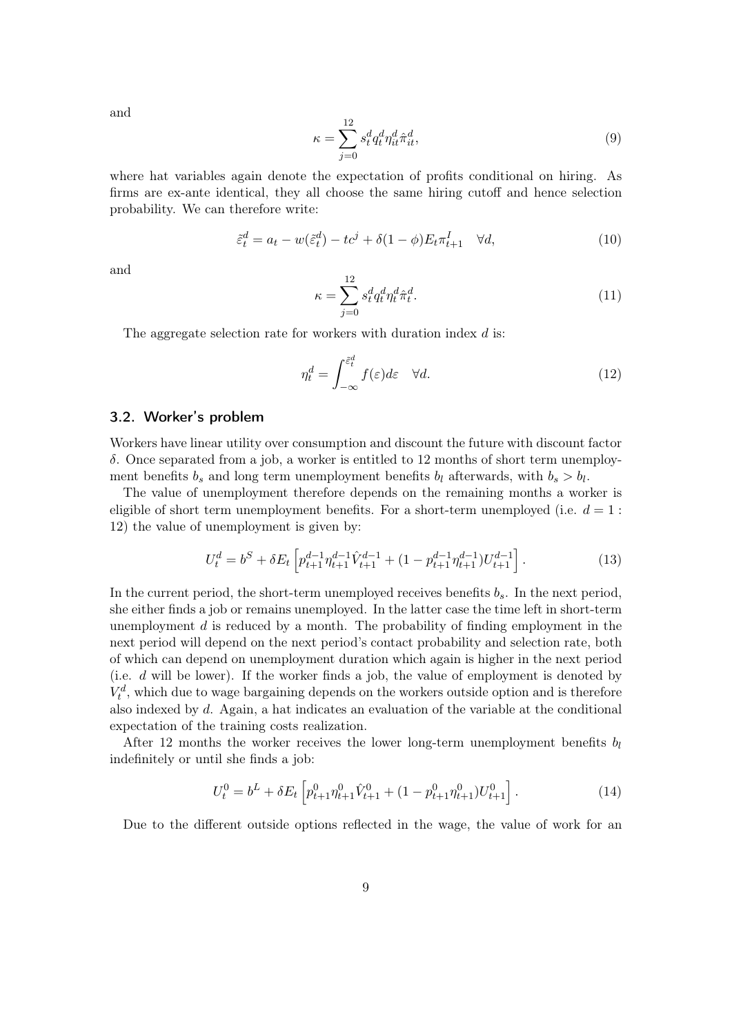and

$$\kappa = \sum_{j=0}^{12} s_t^d q_t^d \eta_{it}^d \hat{\pi}_{it}^d, \tag{9}$$

where hat variables again denote the expectation of profits conditional on hiring. As firms are ex-ante identical, they all choose the same hiring cutoff and hence selection probability. We can therefore write:

$$\tilde{\varepsilon}_t^d = a_t - w(\tilde{\varepsilon}_t^d) - tc^j + \delta(1-\phi)E_t\pi_{t+1}^I \quad \forall d, \tag{10}$$

and

$$\kappa = \sum_{j=0}^{12} s_t^d q_t^d \eta_t^d \hat{\pi}_t^d. \tag{11}$$

The aggregate selection rate for workers with duration index $d$ is:

$$\eta_t^d = \int_{-\infty}^{\tilde{\varepsilon}_t^d} f(\varepsilon) d\varepsilon \quad \forall d. \tag{12}$$

## 3.2. Worker's problem

Workers have linear utility over consumption and discount the future with discount factor $\delta$. Once separated from a job, a worker is entitled to 12 months of short term unemployment benefits $b_s$ and long term unemployment benefits $b_l$ afterwards, with $b_s > b_l$.

The value of unemployment therefore depends on the remaining months a worker is eligible of short term unemployment benefits. For a short-term unemployed (i.e. $d = 1 : 12$) the value of unemployment is given by:

$$U_t^d = b^S + \delta E_t \left[ p_{t+1}^{d-1} \eta_{t+1}^{d-1} \hat{V}_{t+1}^{d-1} + (1 - p_{t+1}^{d-1} \eta_{t+1}^{d-1}) U_{t+1}^{d-1} \right]. \tag{13}$$

In the current period, the short-term unemployed receives benefits $b_s$. In the next period, she either finds a job or remains unemployed. In the latter case the time left in short-term unemployment $d$ is reduced by a month. The probability of finding employment in the next period will depend on the next period's contact probability and selection rate, both of which can depend on unemployment duration which again is higher in the next period (i.e. $d$ will be lower). If the worker finds a job, the value of employment is denoted by $V_t^d$, which due to wage bargaining depends on the workers outside option and is therefore also indexed by $d$. Again, a hat indicates an evaluation of the variable at the conditional expectation of the training costs realization.

After 12 months the worker receives the lower long-term unemployment benefits $b_l$ indefinitely or until she finds a job:

$$U_t^0 = b^L + \delta E_t \left[ p_{t+1}^0 \eta_{t+1}^0 \hat{V}_{t+1}^0 + (1 - p_{t+1}^0 \eta_{t+1}^0) U_{t+1}^0 \right]. \tag{14}$$

Due to the different outside options reflected in the wage, the value of work for an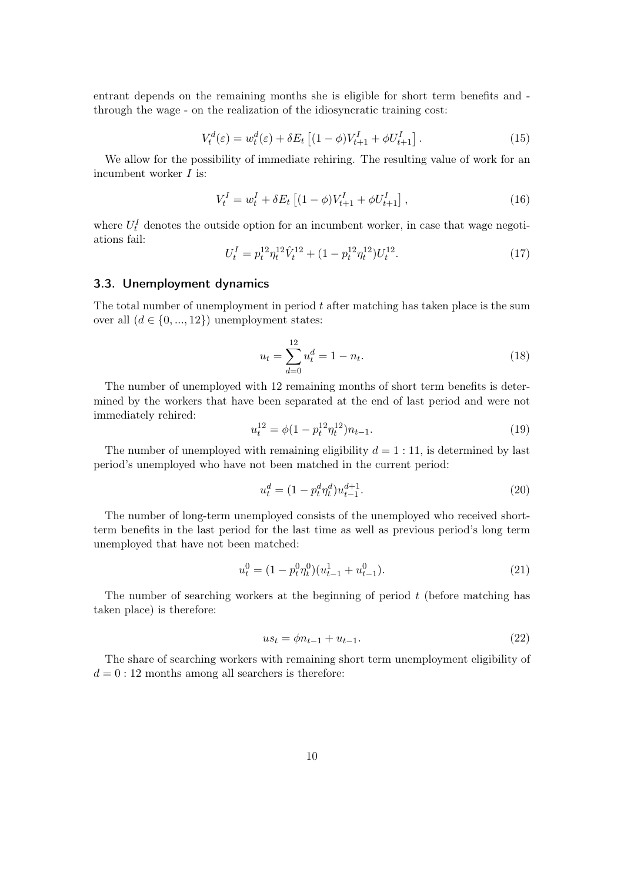entrant depends on the remaining months she is eligible for short term benefits and - through the wage - on the realization of the idiosyncratic training cost:

$$V_t^d(\varepsilon) = w_t^d(\varepsilon) + \delta E_t \left[ (1-\phi) V_{t+1}^I + \phi U_{t+1}^I \right]. \tag{15}$$

We allow for the possibility of immediate rehiring. The resulting value of work for an incumbent worker $I$ is:

$$V_t^I = w_t^I + \delta E_t \left[ (1-\phi) V_{t+1}^I + \phi U_{t+1}^I \right], \tag{16}$$

where $U_t^I$ denotes the outside option for an incumbent worker, in case that wage negotiations fail:

$$U_t^I = p_t^{12} \eta_t^{12} \hat{V}_t^{12} + (1 - p_t^{12} \eta_t^{12}) U_t^{12}. \tag{17}$$

### 3.3. Unemployment dynamics

The total number of unemployment in period $t$ after matching has taken place is the sum over all ($d \in \{0, ..., 12\}$) unemployment states:

$$u_t = \sum_{d=0}^{12} u_t^d = 1 - n_t. \tag{18}$$

The number of unemployed with 12 remaining months of short term benefits is determined by the workers that have been separated at the end of last period and were not immediately rehired:

$$u_t^{12} = \phi(1 - p_t^{12} \eta_t^{12}) n_{t-1}. \tag{19}$$

The number of unemployed with remaining eligibility $d = 1:11$, is determined by last period's unemployed who have not been matched in the current period:

$$u_t^d = (1 - p_t^d \eta_t^d) u_{t-1}^{d+1}. \tag{20}$$

The number of long-term unemployed consists of the unemployed who received short-term benefits in the last period for the last time as well as previous period's long term unemployed that have not been matched:

$$u_t^0 = (1 - p_t^0 \eta_t^0)(u_{t-1}^1 + u_{t-1}^0). \tag{21}$$

The number of searching workers at the beginning of period $t$ (before matching has taken place) is therefore:

$$us_t = \phi n_{t-1} + u_{t-1}. \tag{22}$$

The share of searching workers with remaining short term unemployment eligibility of $d = 0:12$ months among all searchers is therefore: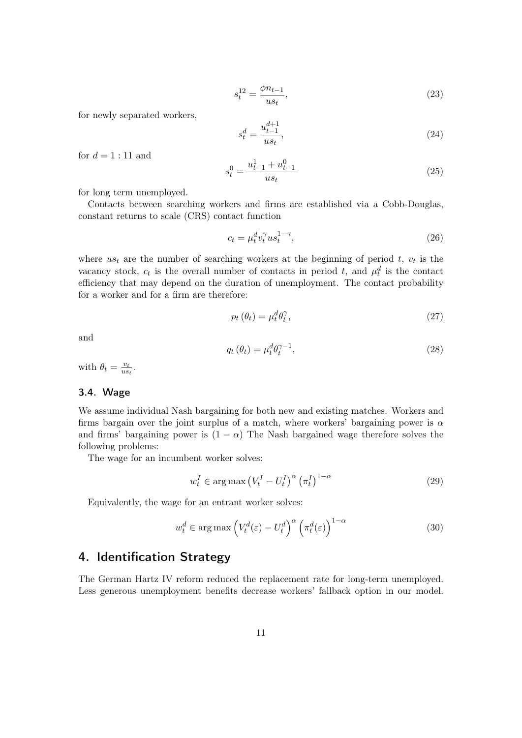$$s_t^{12} = \frac{\phi n_{t-1}}{us_t}, \tag{23}$$

for newly separated workers,

$$s_t^d = \frac{u_{t-1}^{d+1}}{us_t}, \tag{24}$$

for $d = 1:11$ and

$$s_t^0 = \frac{u_{t-1}^1 + u_{t-1}^0}{us_t} \tag{25}$$

for long term unemployed.

Contacts between searching workers and firms are established via a Cobb-Douglas, constant returns to scale (CRS) contact function

$$c_t = \mu_t^d v_t^\gamma us_t^{1-\gamma}, \tag{26}$$

where $us_t$ are the number of searching workers at the beginning of period $t$, $v_t$ is the vacancy stock, $c_t$ is the overall number of contacts in period $t$, and $\mu_t^d$ is the contact efficiency that may depend on the duration of unemployment. The contact probability for a worker and for a firm are therefore:

$$p_t(\theta_t) = \mu_t^d \theta_t^\gamma, \tag{27}$$

and

$$q_t(\theta_t) = \mu_t^d \theta_t^{\gamma-1}, \tag{28}$$

with $\theta_t = \frac{v_t}{us_t}$.

## 3.4. Wage

We assume individual Nash bargaining for both new and existing matches. Workers and firms bargain over the joint surplus of a match, where workers' bargaining power is $\alpha$ and firms' bargaining power is $(1-\alpha)$ The Nash bargained wage therefore solves the following problems:

The wage for an incumbent worker solves:

$$w_t^I \in \arg\max \left(V_t^I - U_t^I\right)^\alpha \left(\pi_t^I\right)^{1-\alpha} \tag{29}$$

Equivalently, the wage for an entrant worker solves:

$$w_t^d \in \arg\max \left(V_t^d(\varepsilon) - U_t^d\right)^\alpha \left(\pi_t^d(\varepsilon)\right)^{1-\alpha} \tag{30}$$

# 4. Identification Strategy

The German Hartz IV reform reduced the replacement rate for long-term unemployed. Less generous unemployment benefits decrease workers' fallback option in our model.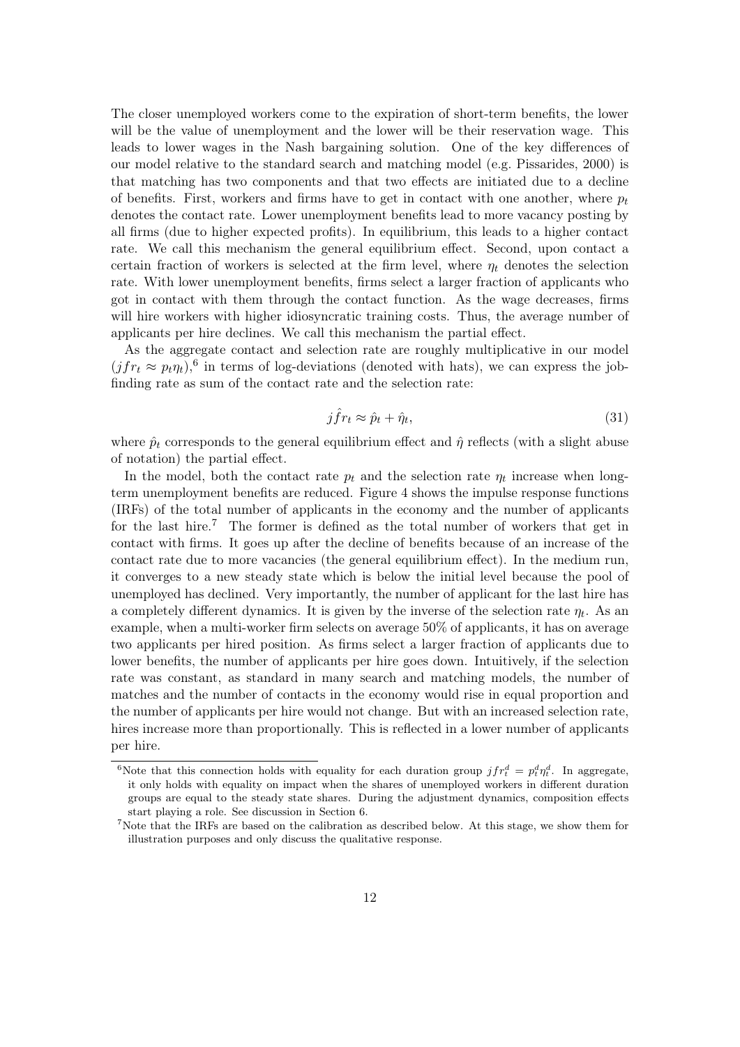The closer unemployed workers come to the expiration of short-term benefits, the lower will be the value of unemployment and the lower will be their reservation wage. This leads to lower wages in the Nash bargaining solution. One of the key differences of our model relative to the standard search and matching model (e.g. Pissarides, 2000) is that matching has two components and that two effects are initiated due to a decline of benefits. First, workers and firms have to get in contact with one another, where $p_t$ denotes the contact rate. Lower unemployment benefits lead to more vacancy posting by all firms (due to higher expected profits). In equilibrium, this leads to a higher contact rate. We call this mechanism the general equilibrium effect. Second, upon contact a certain fraction of workers is selected at the firm level, where $\eta_t$ denotes the selection rate. With lower unemployment benefits, firms select a larger fraction of applicants who got in contact with them through the contact function. As the wage decreases, firms will hire workers with higher idiosyncratic training costs. Thus, the average number of applicants per hire declines. We call this mechanism the partial effect.

As the aggregate contact and selection rate are roughly multiplicative in our model ($jfr_t \approx p_t \eta_t$),[6] in terms of log-deviations (denoted with hats), we can express the job-finding rate as sum of the contact rate and the selection rate:

$$\hat{jfr}_t \approx \hat{p}_t + \hat{\eta}_t, \tag{31}$$

where $\hat{p}_t$ corresponds to the general equilibrium effect and $\hat{\eta}$ reflects (with a slight abuse of notation) the partial effect.

In the model, both the contact rate $p_t$ and the selection rate $\eta_t$ increase when long-term unemployment benefits are reduced. Figure 4 shows the impulse response functions (IRFs) of the total number of applicants in the economy and the number of applicants for the last hire.[7] The former is defined as the total number of workers that get in contact with firms. It goes up after the decline of benefits because of an increase of the contact rate due to more vacancies (the general equilibrium effect). In the medium run, it converges to a new steady state which is below the initial level because the pool of unemployed has declined. Very importantly, the number of applicant for the last hire has a completely different dynamics. It is given by the inverse of the selection rate $\eta_t$. As an example, when a multi-worker firm selects on average 50% of applicants, it has on average two applicants per hired position. As firms select a larger fraction of applicants due to lower benefits, the number of applicants per hire goes down. Intuitively, if the selection rate was constant, as standard in many search and matching models, the number of matches and the number of contacts in the economy would rise in equal proportion and the number of applicants per hire would not change. But with an increased selection rate, hires increase more than proportionally. This is reflected in a lower number of applicants per hire.

[6] Note that this connection holds with equality for each duration group $jfr_t^d = p_t^d \eta_t^d$. In aggregate, it only holds with equality on impact when the shares of unemployed workers in different duration groups are equal to the steady state shares. During the adjustment dynamics, composition effects start playing a role. See discussion in Section 6.

[7] Note that the IRFs are based on the calibration as described below. At this stage, we show them for illustration purposes and only discuss the qualitative response.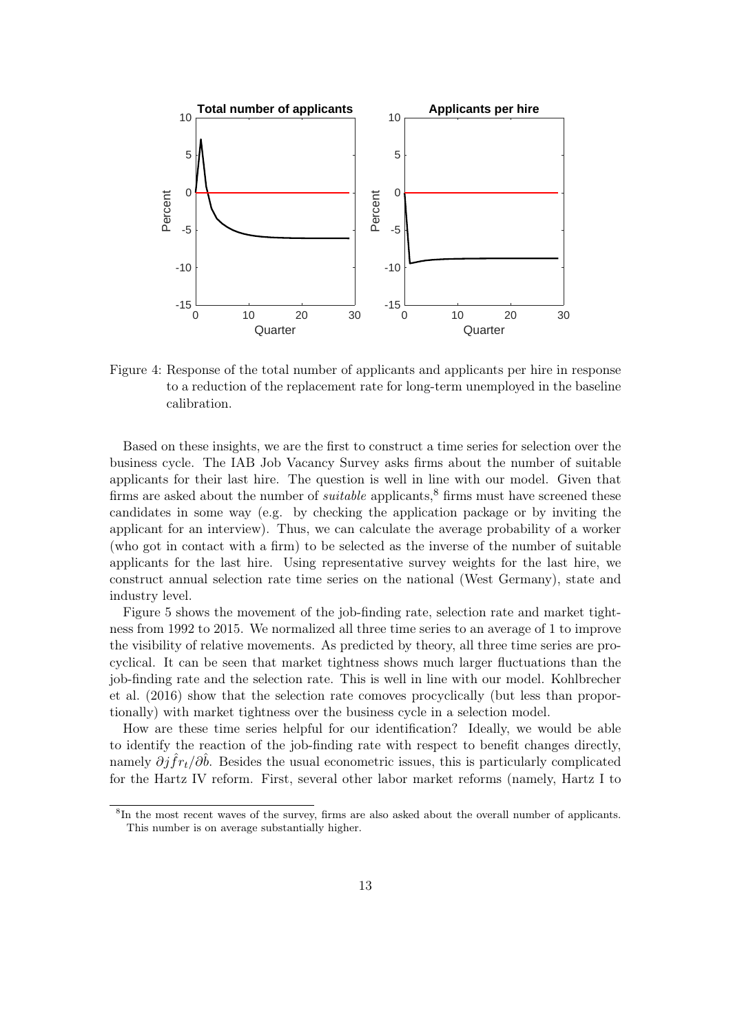Figure 4: Response of the total number of applicants and applicants per hire in response to a reduction of the replacement rate for long-term unemployed in the baseline calibration.

Based on these insights, we are the first to construct a time series for selection over the business cycle. The IAB Job Vacancy Survey asks firms about the number of suitable applicants for their last hire. The question is well in line with our model. Given that firms are asked about the number of *suitable* applicants,[8] firms must have screened these candidates in some way (e.g. by checking the application package or by inviting the applicant for an interview). Thus, we can calculate the average probability of a worker (who got in contact with a firm) to be selected as the inverse of the number of suitable applicants for the last hire. Using representative survey weights for the last hire, we construct annual selection rate time series on the national (West Germany), state and industry level.

Figure 5 shows the movement of the job-finding rate, selection rate and market tightness from 1992 to 2015. We normalized all three time series to an average of 1 to improve the visibility of relative movements. As predicted by theory, all three time series are procyclical. It can be seen that market tightness shows much larger fluctuations than the job-finding rate and the selection rate. This is well in line with our model. Kohlbrecher et al. (2016) show that the selection rate comoves procyclically (but less than proportionally) with market tightness over the business cycle in a selection model.

How are these time series helpful for our identification? Ideally, we would be able to identify the reaction of the job-finding rate with respect to benefit changes directly, namely $\partial \hat{jfr}_t / \partial \hat{b}$. Besides the usual econometric issues, this is particularly complicated for the Hartz IV reform. First, several other labor market reforms (namely, Hartz I to

[8] In the most recent waves of the survey, firms are also asked about the overall number of applicants. This number is on average substantially higher.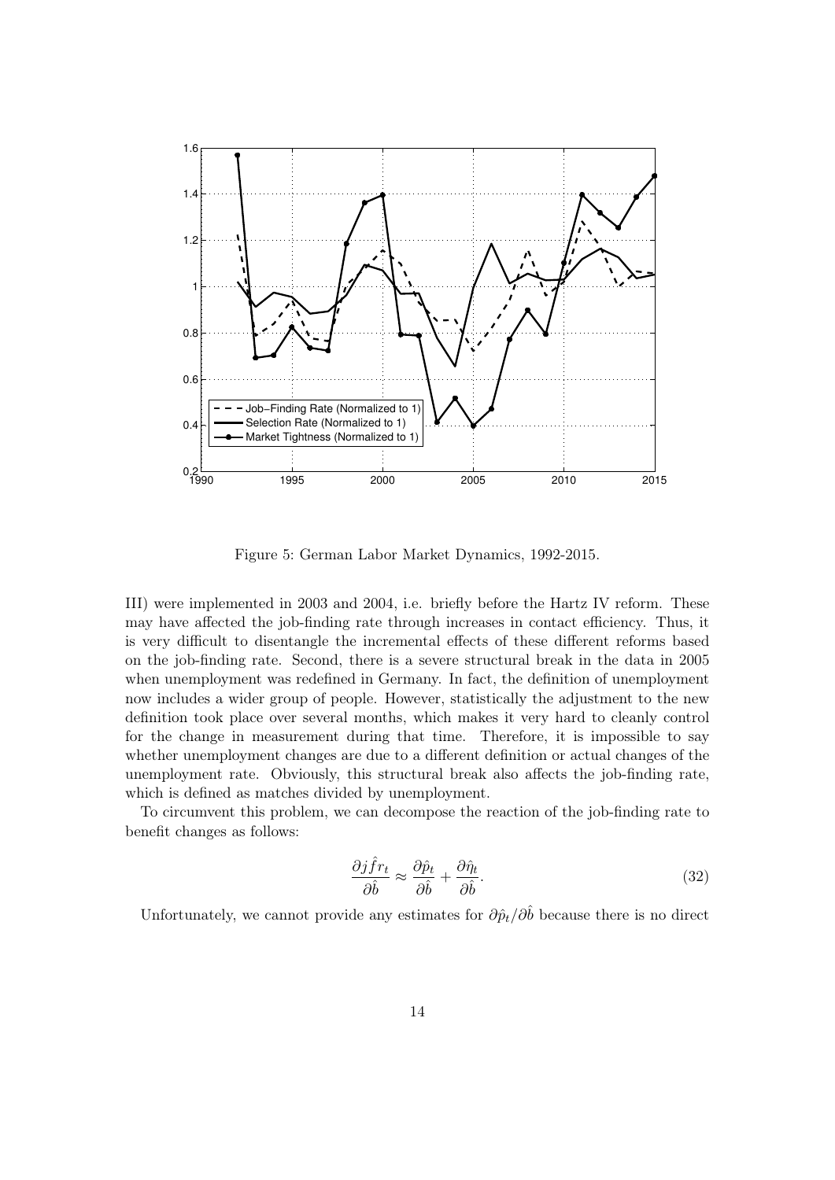Figure 5: German Labor Market Dynamics, 1992-2015.

III) were implemented in 2003 and 2004, i.e. briefly before the Hartz IV reform. These may have affected the job-finding rate through increases in contact efficiency. Thus, it is very difficult to disentangle the incremental effects of these different reforms based on the job-finding rate. Second, there is a severe structural break in the data in 2005 when unemployment was redefined in Germany. In fact, the definition of unemployment now includes a wider group of people. However, statistically the adjustment to the new definition took place over several months, which makes it very hard to cleanly control for the change in measurement during that time. Therefore, it is impossible to say whether unemployment changes are due to a different definition or actual changes of the unemployment rate. Obviously, this structural break also affects the job-finding rate, which is defined as matches divided by unemployment.

To circumvent this problem, we can decompose the reaction of the job-finding rate to benefit changes as follows:

$$\frac{\partial j\hat{f}r_t}{\partial \hat{b}} \approx \frac{\partial \hat{p}_t}{\partial \hat{b}} + \frac{\partial \hat{\eta}_t}{\partial \hat{b}}. \tag{32}$$

Unfortunately, we cannot provide any estimates for $\partial \hat{p}_t / \partial \hat{b}$ because there is no direct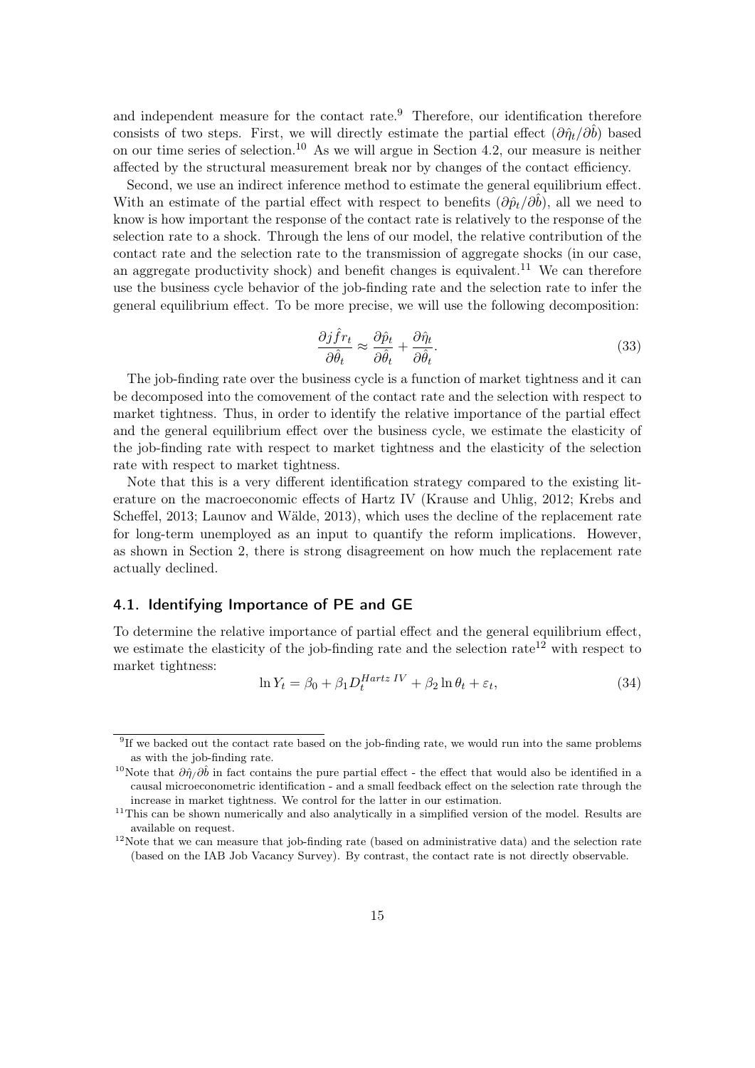and independent measure for the contact rate.[9] Therefore, our identification therefore consists of two steps. First, we will directly estimate the partial effect ($\partial\hat{\eta}_t/\partial\hat{b}$) based on our time series of selection.[10] As we will argue in Section 4.2, our measure is neither affected by the structural measurement break nor by changes of the contact efficiency.

Second, we use an indirect inference method to estimate the general equilibrium effect. With an estimate of the partial effect with respect to benefits ($\partial\hat{p}_t/\partial\hat{b}$), all we need to know is how important the response of the contact rate is relatively to the response of the selection rate to a shock. Through the lens of our model, the relative contribution of the contact rate and the selection rate to the transmission of aggregate shocks (in our case, an aggregate productivity shock) and benefit changes is equivalent.[11] We can therefore use the business cycle behavior of the job-finding rate and the selection rate to infer the general equilibrium effect. To be more precise, we will use the following decomposition:

$$\frac{\partial \hat{jfr}_t}{\partial \hat{\theta}_t} \approx \frac{\partial \hat{p}_t}{\partial \hat{\theta}_t} + \frac{\partial \hat{\eta}_t}{\partial \hat{\theta}_t}. \tag{33}$$

The job-finding rate over the business cycle is a function of market tightness and it can be decomposed into the comovement of the contact rate and the selection with respect to market tightness. Thus, in order to identify the relative importance of the partial effect and the general equilibrium effect over the business cycle, we estimate the elasticity of the job-finding rate with respect to market tightness and the elasticity of the selection rate with respect to market tightness.

Note that this is a very different identification strategy compared to the existing literature on the macroeconomic effects of Hartz IV (Krause and Uhlig, 2012; Krebs and Scheffel, 2013; Launov and Wälde, 2013), which uses the decline of the replacement rate for long-term unemployed as an input to quantify the reform implications. However, as shown in Section 2, there is strong disagreement on how much the replacement rate actually declined.

### 4.1. Identifying Importance of PE and GE

To determine the relative importance of partial effect and the general equilibrium effect, we estimate the elasticity of the job-finding rate and the selection rate[12] with respect to market tightness:

$$\ln Y_t = \beta_0 + \beta_1 D_t^{Hartz\ IV} + \beta_2 \ln \theta_t + \varepsilon_t, \tag{34}$$

[9] If we backed out the contact rate based on the job-finding rate, we would run into the same problems as with the job-finding rate.

[10] Note that $\partial\hat{\eta}/\partial\hat{b}$ in fact contains the pure partial effect - the effect that would also be identified in a causal microeconometric identification - and a small feedback effect on the selection rate through the increase in market tightness. We control for the latter in our estimation.

[11] This can be shown numerically and also analytically in a simplified version of the model. Results are available on request.

[12] Note that we can measure that job-finding rate (based on administrative data) and the selection rate (based on the IAB Job Vacancy Survey). By contrast, the contact rate is not directly observable.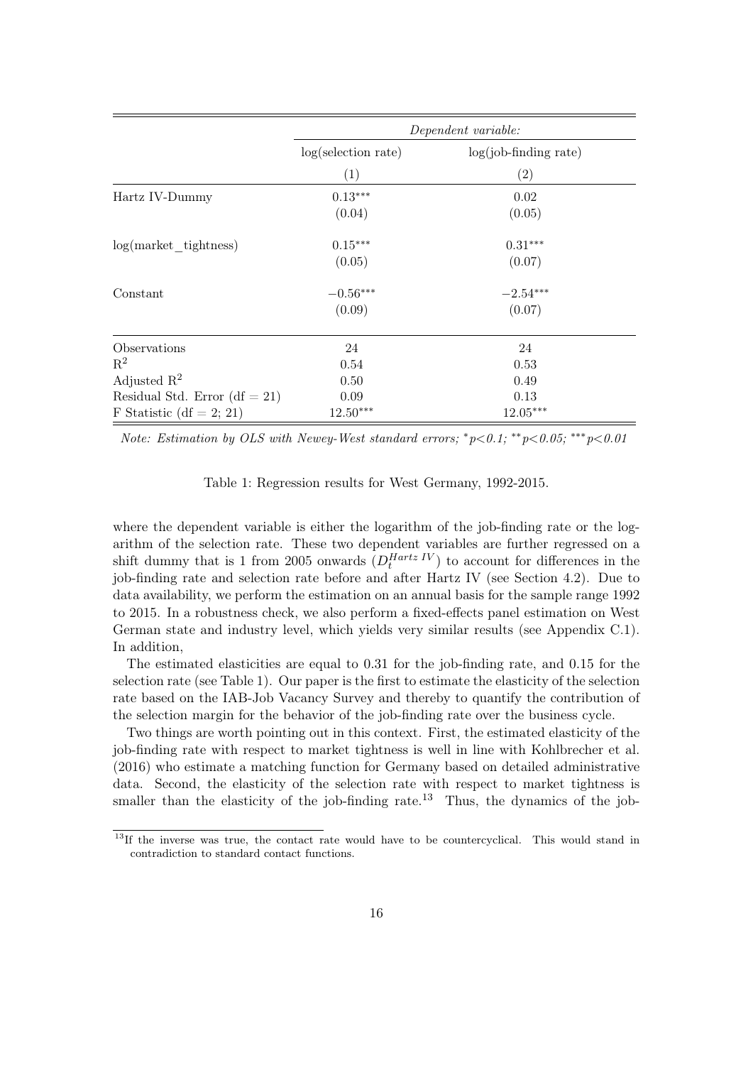| | *Dependent variable:* | |
|---|---|---|
| | log(selection rate) | log(job-finding rate) |
| | (1) | (2) |
| Hartz IV-Dummy | $0.13^{***}$ | 0.02 |
| | (0.04) | (0.05) |
| log(market_tightness) | $0.15^{***}$ | $0.31^{***}$ |
| | (0.05) | (0.07) |
| Constant | $-0.56^{***}$ | $-2.54^{***}$ |
| | (0.09) | (0.07) |
| Observations | 24 | 24 |
| $R^2$ | 0.54 | 0.53 |
| Adjusted $R^2$ | 0.50 | 0.49 |
| Residual Std. Error (df = 21) | 0.09 | 0.13 |
| F Statistic (df = 2; 21) | $12.50^{***}$ | $12.05^{***}$ |

*Note: Estimation by OLS with Newey-West standard errors;* $^{*}p<0.1$; $^{**}p<0.05$; $^{***}p<0.01$

Table 1: Regression results for West Germany, 1992-2015.

where the dependent variable is either the logarithm of the job-finding rate or the logarithm of the selection rate. These two dependent variables are further regressed on a shift dummy that is 1 from 2005 onwards ($D_t^{Hartz\ IV}$) to account for differences in the job-finding rate and selection rate before and after Hartz IV (see Section 4.2). Due to data availability, we perform the estimation on an annual basis for the sample range 1992 to 2015. In a robustness check, we also perform a fixed-effects panel estimation on West German state and industry level, which yields very similar results (see Appendix C.1). In addition,

The estimated elasticities are equal to 0.31 for the job-finding rate, and 0.15 for the selection rate (see Table 1). Our paper is the first to estimate the elasticity of the selection rate based on the IAB-Job Vacancy Survey and thereby to quantify the contribution of the selection margin for the behavior of the job-finding rate over the business cycle.

Two things are worth pointing out in this context. First, the estimated elasticity of the job-finding rate with respect to market tightness is well in line with Kohlbrecher et al. (2016) who estimate a matching function for Germany based on detailed administrative data. Second, the elasticity of the selection rate with respect to market tightness is smaller than the elasticity of the job-finding rate.[13] Thus, the dynamics of the job-

[13] If the inverse was true, the contact rate would have to be countercyclical. This would stand in contradiction to standard contact functions.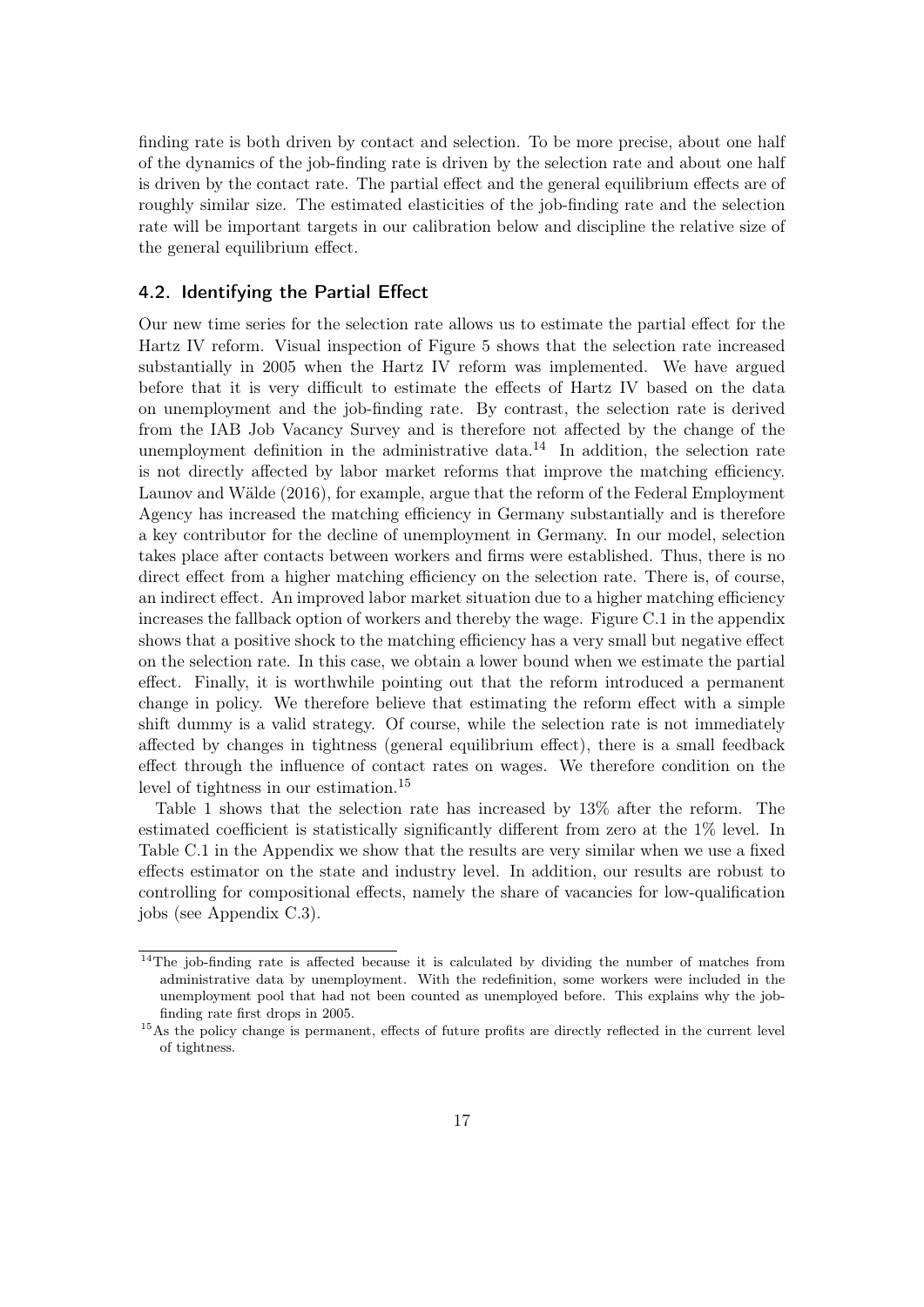finding rate is both driven by contact and selection. To be more precise, about one half of the dynamics of the job-finding rate is driven by the selection rate and about one half is driven by the contact rate. The partial effect and the general equilibrium effects are of roughly similar size. The estimated elasticities of the job-finding rate and the selection rate will be important targets in our calibration below and discipline the relative size of the general equilibrium effect.

## 4.2. Identifying the Partial Effect

Our new time series for the selection rate allows us to estimate the partial effect for the Hartz IV reform. Visual inspection of Figure 5 shows that the selection rate increased substantially in 2005 when the Hartz IV reform was implemented. We have argued before that it is very difficult to estimate the effects of Hartz IV based on the data on unemployment and the job-finding rate. By contrast, the selection rate is derived from the IAB Job Vacancy Survey and is therefore not affected by the change of the unemployment definition in the administrative data.[14] In addition, the selection rate is not directly affected by labor market reforms that improve the matching efficiency. Launov and Wälde (2016), for example, argue that the reform of the Federal Employment Agency has increased the matching efficiency in Germany substantially and is therefore a key contributor for the decline of unemployment in Germany. In our model, selection takes place after contacts between workers and firms were established. Thus, there is no direct effect from a higher matching efficiency on the selection rate. There is, of course, an indirect effect. An improved labor market situation due to a higher matching efficiency increases the fallback option of workers and thereby the wage. Figure C.1 in the appendix shows that a positive shock to the matching efficiency has a very small but negative effect on the selection rate. In this case, we obtain a lower bound when we estimate the partial effect. Finally, it is worthwhile pointing out that the reform introduced a permanent change in policy. We therefore believe that estimating the reform effect with a simple shift dummy is a valid strategy. Of course, while the selection rate is not immediately affected by changes in tightness (general equilibrium effect), there is a small feedback effect through the influence of contact rates on wages. We therefore condition on the level of tightness in our estimation.[15]

Table 1 shows that the selection rate has increased by 13% after the reform. The estimated coefficient is statistically significantly different from zero at the 1% level. In Table C.1 in the Appendix we show that the results are very similar when we use a fixed effects estimator on the state and industry level. In addition, our results are robust to controlling for compositional effects, namely the share of vacancies for low-qualification jobs (see Appendix C.3).

[14] The job-finding rate is affected because it is calculated by dividing the number of matches from administrative data by unemployment. With the redefinition, some workers were included in the unemployment pool that had not been counted as unemployed before. This explains why the job-finding rate first drops in 2005.

[15] As the policy change is permanent, effects of future profits are directly reflected in the current level of tightness.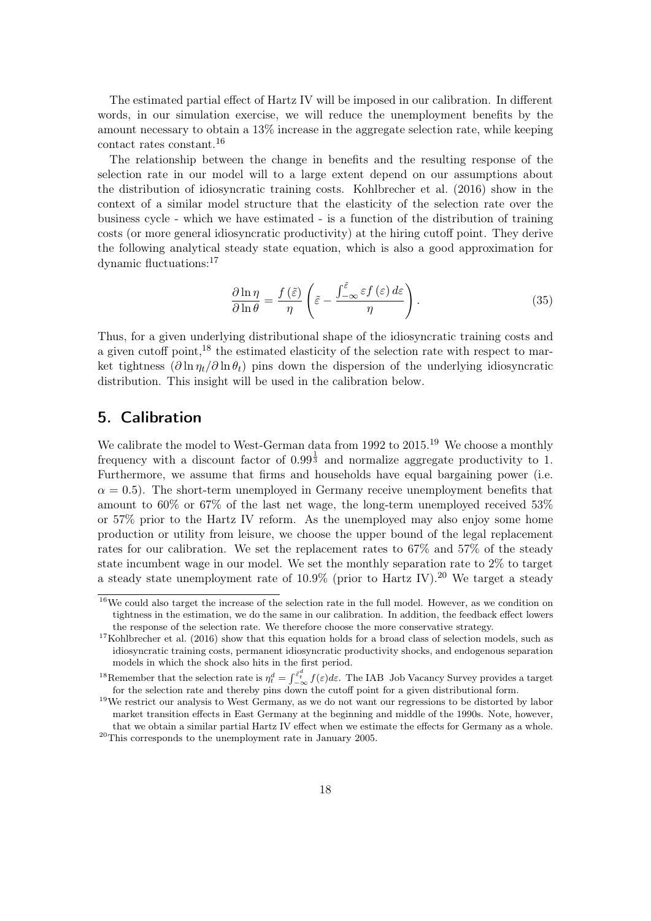The estimated partial effect of Hartz IV will be imposed in our calibration. In different words, in our simulation exercise, we will reduce the unemployment benefits by the amount necessary to obtain a 13% increase in the aggregate selection rate, while keeping contact rates constant.[16]

The relationship between the change in benefits and the resulting response of the selection rate in our model will to a large extent depend on our assumptions about the distribution of idiosyncratic training costs. Kohlbrecher et al. (2016) show in the context of a similar model structure that the elasticity of the selection rate over the business cycle - which we have estimated - is a function of the distribution of training costs (or more general idiosyncratic productivity) at the hiring cutoff point. They derive the following analytical steady state equation, which is also a good approximation for dynamic fluctuations:[17]

$$\frac{\partial \ln \eta}{\partial \ln \theta} = \frac{f(\tilde{\varepsilon})}{\eta} \left( \tilde{\varepsilon} - \frac{\int_{-\infty}^{\tilde{\varepsilon}} \varepsilon f(\varepsilon) \, d\varepsilon}{\eta} \right). \tag{35}$$

Thus, for a given underlying distributional shape of the idiosyncratic training costs and a given cutoff point,[18] the estimated elasticity of the selection rate with respect to market tightness ($\partial \ln \eta_t / \partial \ln \theta_t$) pins down the dispersion of the underlying idiosyncratic distribution. This insight will be used in the calibration below.

## 5. Calibration

We calibrate the model to West-German data from 1992 to 2015.[19] We choose a monthly frequency with a discount factor of $0.99^{\frac{1}{3}}$ and normalize aggregate productivity to 1. Furthermore, we assume that firms and households have equal bargaining power (i.e. $\alpha = 0.5$). The short-term unemployed in Germany receive unemployment benefits that amount to 60% or 67% of the last net wage, the long-term unemployed received 53% or 57% prior to the Hartz IV reform. As the unemployed may also enjoy some home production or utility from leisure, we choose the upper bound of the legal replacement rates for our calibration. We set the replacement rates to 67% and 57% of the steady state incumbent wage in our model. We set the monthly separation rate to 2% to target a steady state unemployment rate of 10.9% (prior to Hartz IV).[20] We target a steady

---

[16] We could also target the increase of the selection rate in the full model. However, as we condition on tightness in the estimation, we do the same in our calibration. In addition, the feedback effect lowers the response of the selection rate. We therefore choose the more conservative strategy.

[17] Kohlbrecher et al. (2016) show that this equation holds for a broad class of selection models, such as idiosyncratic training costs, permanent idiosyncratic productivity shocks, and endogenous separation models in which the shock also hits in the first period.

[18] Remember that the selection rate is $\eta_t^d = \int_{-\infty}^{\tilde{\varepsilon}_t^d} f(\varepsilon) d\varepsilon$. The IAB Job Vacancy Survey provides a target for the selection rate and thereby pins down the cutoff point for a given distributional form.

[19] We restrict our analysis to West Germany, as we do not want our regressions to be distorted by labor market transition effects in East Germany at the beginning and middle of the 1990s. Note, however, that we obtain a similar partial Hartz IV effect when we estimate the effects for Germany as a whole.

[20] This corresponds to the unemployment rate in January 2005.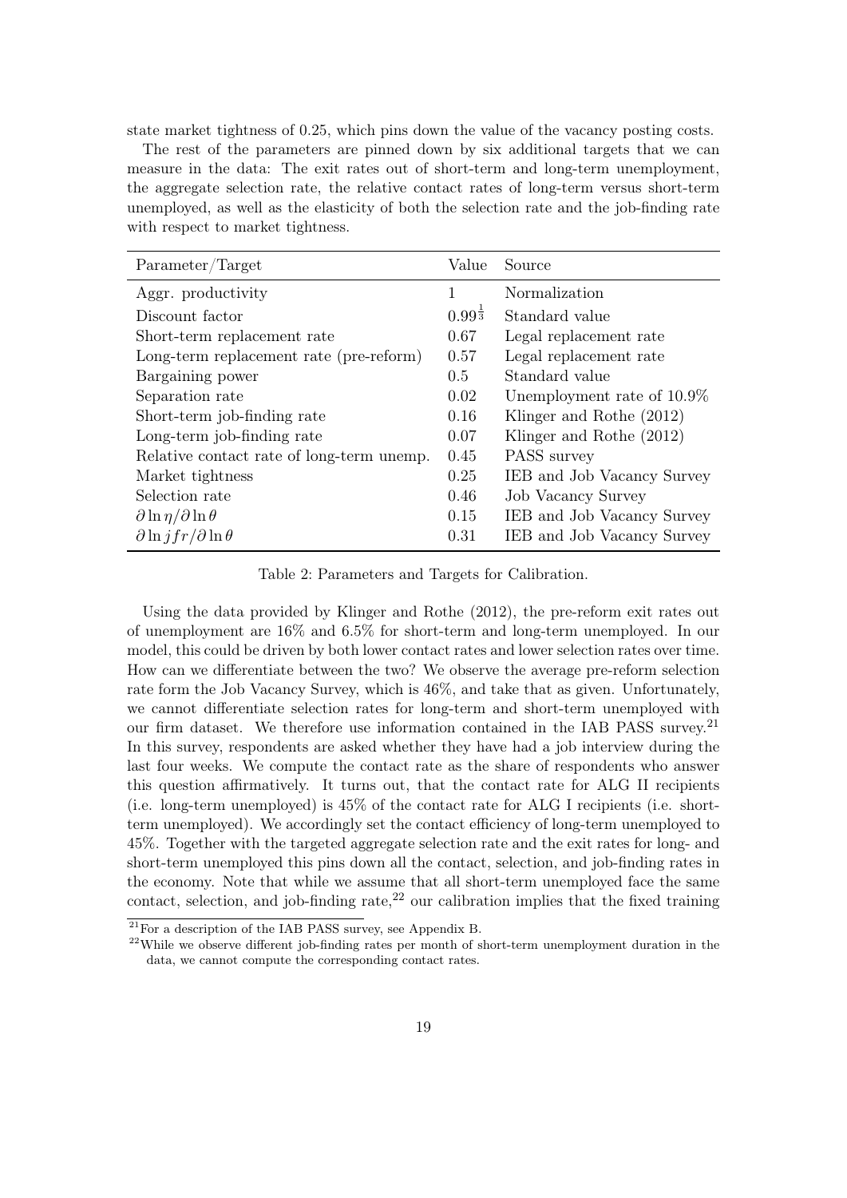state market tightness of 0.25, which pins down the value of the vacancy posting costs.

The rest of the parameters are pinned down by six additional targets that we can measure in the data: The exit rates out of short-term and long-term unemployment, the aggregate selection rate, the relative contact rates of long-term versus short-term unemployed, as well as the elasticity of both the selection rate and the job-finding rate with respect to market tightness.

| Parameter/Target | Value | Source |
|---|---|---|
| Aggr. productivity | 1 | Normalization |
| Discount factor | $0.99^{\frac{1}{3}}$ | Standard value |
| Short-term replacement rate | 0.67 | Legal replacement rate |
| Long-term replacement rate (pre-reform) | 0.57 | Legal replacement rate |
| Bargaining power | 0.5 | Standard value |
| Separation rate | 0.02 | Unemployment rate of 10.9% |
| Short-term job-finding rate | 0.16 | Klinger and Rothe (2012) |
| Long-term job-finding rate | 0.07 | Klinger and Rothe (2012) |
| Relative contact rate of long-term unemp. | 0.45 | PASS survey |
| Market tightness | 0.25 | IEB and Job Vacancy Survey |
| Selection rate | 0.46 | Job Vacancy Survey |
| $\partial \ln \eta / \partial \ln \theta$ | 0.15 | IEB and Job Vacancy Survey |
| $\partial \ln jfr / \partial \ln \theta$ | 0.31 | IEB and Job Vacancy Survey |

Table 2: Parameters and Targets for Calibration.

Using the data provided by Klinger and Rothe (2012), the pre-reform exit rates out of unemployment are 16% and 6.5% for short-term and long-term unemployed. In our model, this could be driven by both lower contact rates and lower selection rates over time. How can we differentiate between the two? We observe the average pre-reform selection rate form the Job Vacancy Survey, which is 46%, and take that as given. Unfortunately, we cannot differentiate selection rates for long-term and short-term unemployed with our firm dataset. We therefore use information contained in the IAB PASS survey.[21] In this survey, respondents are asked whether they have had a job interview during the last four weeks. We compute the contact rate as the share of respondents who answer this question affirmatively. It turns out, that the contact rate for ALG II recipients (i.e. long-term unemployed) is 45% of the contact rate for ALG I recipients (i.e. short-term unemployed). We accordingly set the contact efficiency of long-term unemployed to 45%. Together with the targeted aggregate selection rate and the exit rates for long- and short-term unemployed this pins down all the contact, selection, and job-finding rates in the economy. Note that while we assume that all short-term unemployed face the same contact, selection, and job-finding rate,[22] our calibration implies that the fixed training

[21] For a description of the IAB PASS survey, see Appendix B.

[22] While we observe different job-finding rates per month of short-term unemployment duration in the data, we cannot compute the corresponding contact rates.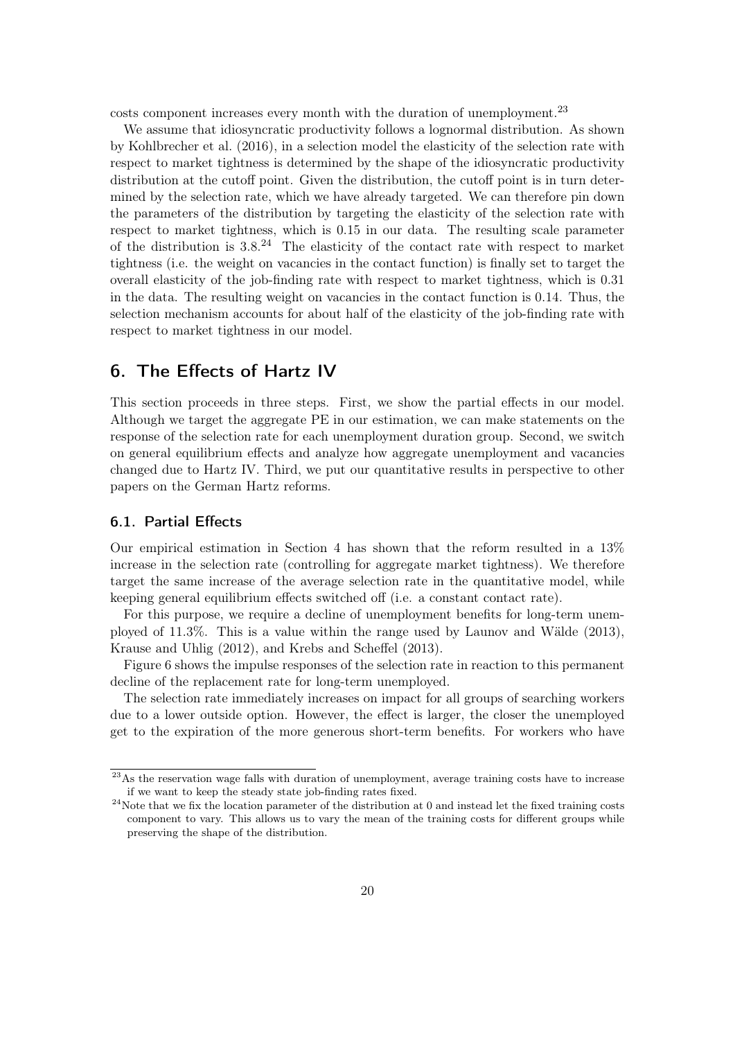costs component increases every month with the duration of unemployment.[23]

We assume that idiosyncratic productivity follows a lognormal distribution. As shown by Kohlbrecher et al. (2016), in a selection model the elasticity of the selection rate with respect to market tightness is determined by the shape of the idiosyncratic productivity distribution at the cutoff point. Given the distribution, the cutoff point is in turn determined by the selection rate, which we have already targeted. We can therefore pin down the parameters of the distribution by targeting the elasticity of the selection rate with respect to market tightness, which is 0.15 in our data. The resulting scale parameter of the distribution is 3.8.[24] The elasticity of the contact rate with respect to market tightness (i.e. the weight on vacancies in the contact function) is finally set to target the overall elasticity of the job-finding rate with respect to market tightness, which is 0.31 in the data. The resulting weight on vacancies in the contact function is 0.14. Thus, the selection mechanism accounts for about half of the elasticity of the job-finding rate with respect to market tightness in our model.

## 6. The Effects of Hartz IV

This section proceeds in three steps. First, we show the partial effects in our model. Although we target the aggregate PE in our estimation, we can make statements on the response of the selection rate for each unemployment duration group. Second, we switch on general equilibrium effects and analyze how aggregate unemployment and vacancies changed due to Hartz IV. Third, we put our quantitative results in perspective to other papers on the German Hartz reforms.

### 6.1. Partial Effects

Our empirical estimation in Section 4 has shown that the reform resulted in a 13% increase in the selection rate (controlling for aggregate market tightness). We therefore target the same increase of the average selection rate in the quantitative model, while keeping general equilibrium effects switched off (i.e. a constant contact rate).

For this purpose, we require a decline of unemployment benefits for long-term unemployed of 11.3%. This is a value within the range used by Launov and Wälde (2013), Krause and Uhlig (2012), and Krebs and Scheffel (2013).

Figure 6 shows the impulse responses of the selection rate in reaction to this permanent decline of the replacement rate for long-term unemployed.

The selection rate immediately increases on impact for all groups of searching workers due to a lower outside option. However, the effect is larger, the closer the unemployed get to the expiration of the more generous short-term benefits. For workers who have

[23] As the reservation wage falls with duration of unemployment, average training costs have to increase if we want to keep the steady state job-finding rates fixed.

[24] Note that we fix the location parameter of the distribution at 0 and instead let the fixed training costs component to vary. This allows us to vary the mean of the training costs for different groups while preserving the shape of the distribution.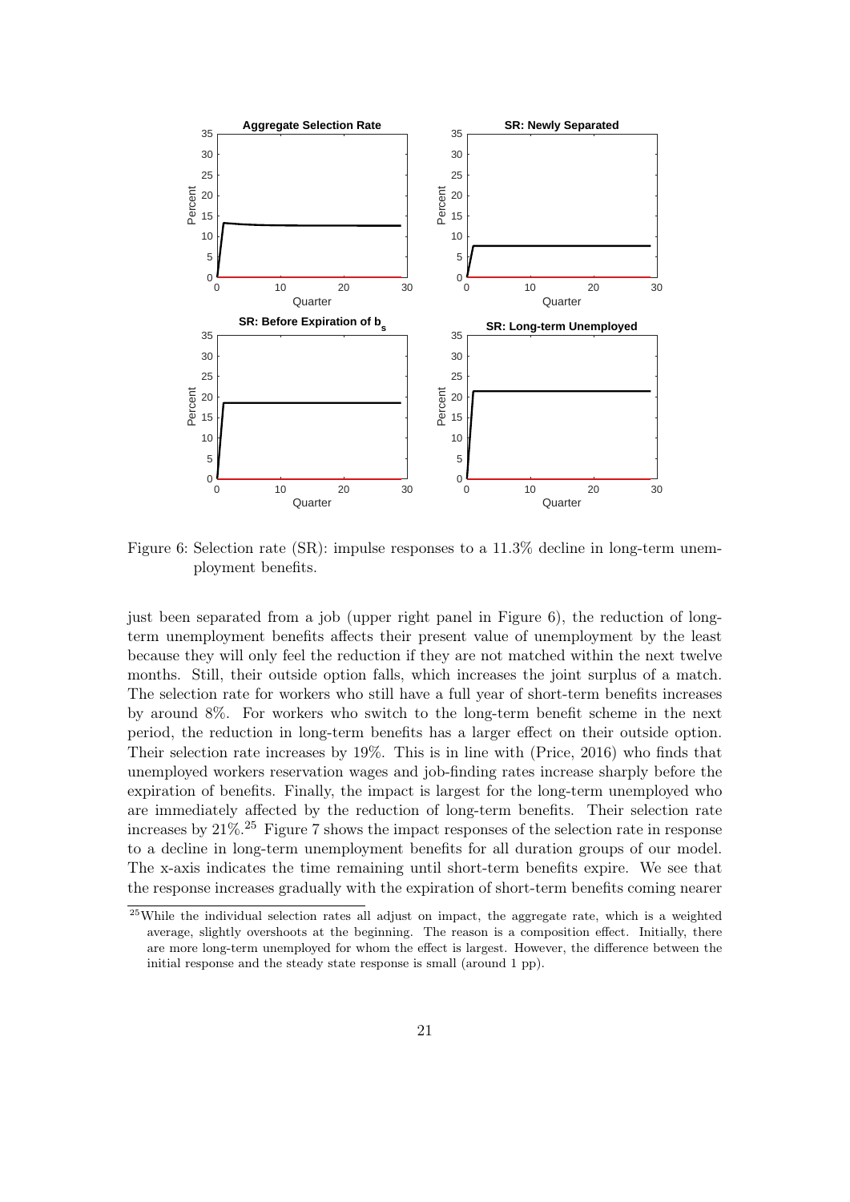Figure 6: Selection rate (SR): impulse responses to a 11.3% decline in long-term unemployment benefits.

just been separated from a job (upper right panel in Figure 6), the reduction of long-term unemployment benefits affects their present value of unemployment by the least because they will only feel the reduction if they are not matched within the next twelve months. Still, their outside option falls, which increases the joint surplus of a match. The selection rate for workers who still have a full year of short-term benefits increases by around 8%. For workers who switch to the long-term benefit scheme in the next period, the reduction in long-term benefits has a larger effect on their outside option. Their selection rate increases by 19%. This is in line with (Price, 2016) who finds that unemployed workers reservation wages and job-finding rates increase sharply before the expiration of benefits. Finally, the impact is largest for the long-term unemployed who are immediately affected by the reduction of long-term benefits. Their selection rate increases by 21%.[25] Figure 7 shows the impact responses of the selection rate in response to a decline in long-term unemployment benefits for all duration groups of our model. The x-axis indicates the time remaining until short-term benefits expire. We see that the response increases gradually with the expiration of short-term benefits coming nearer

[25] While the individual selection rates all adjust on impact, the aggregate rate, which is a weighted average, slightly overshoots at the beginning. The reason is a composition effect. Initially, there are more long-term unemployed for whom the effect is largest. However, the difference between the initial response and the steady state response is small (around 1 pp).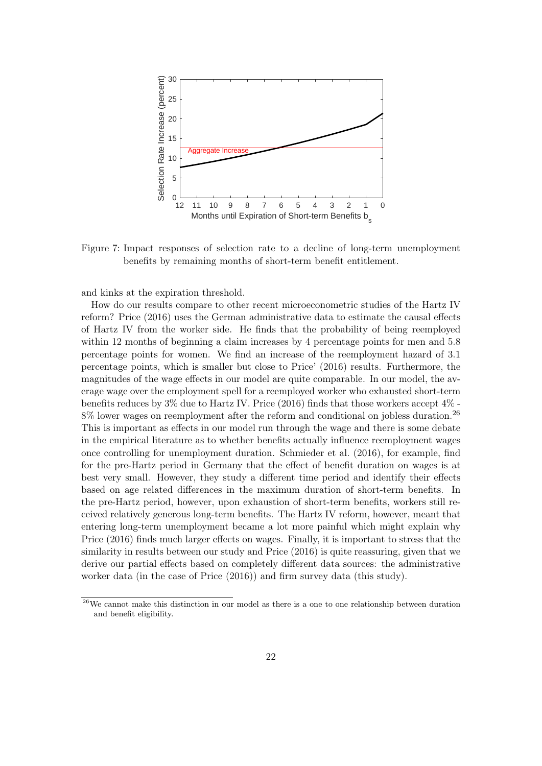Figure 7: Impact responses of selection rate to a decline of long-term unemployment benefits by remaining months of short-term benefit entitlement.

and kinks at the expiration threshold.

How do our results compare to other recent microeconometric studies of the Hartz IV reform? Price (2016) uses the German administrative data to estimate the causal effects of Hartz IV from the worker side. He finds that the probability of being reemployed within 12 months of beginning a claim increases by 4 percentage points for men and 5.8 percentage points for women. We find an increase of the reemployment hazard of 3.1 percentage points, which is smaller but close to Price' (2016) results. Furthermore, the magnitudes of the wage effects in our model are quite comparable. In our model, the average wage over the employment spell for a reemployed worker who exhausted short-term benefits reduces by 3% due to Hartz IV. Price (2016) finds that those workers accept 4% - 8% lower wages on reemployment after the reform and conditional on jobless duration.[26] This is important as effects in our model run through the wage and there is some debate in the empirical literature as to whether benefits actually influence reemployment wages once controlling for unemployment duration. Schmieder et al. (2016), for example, find for the pre-Hartz period in Germany that the effect of benefit duration on wages is at best very small. However, they study a different time period and identify their effects based on age related differences in the maximum duration of short-term benefits. In the pre-Hartz period, however, upon exhaustion of short-term benefits, workers still received relatively generous long-term benefits. The Hartz IV reform, however, meant that entering long-term unemployment became a lot more painful which might explain why Price (2016) finds much larger effects on wages. Finally, it is important to stress that the similarity in results between our study and Price (2016) is quite reassuring, given that we derive our partial effects based on completely different data sources: the administrative worker data (in the case of Price (2016)) and firm survey data (this study).

[26] We cannot make this distinction in our model as there is a one to one relationship between duration and benefit eligibility.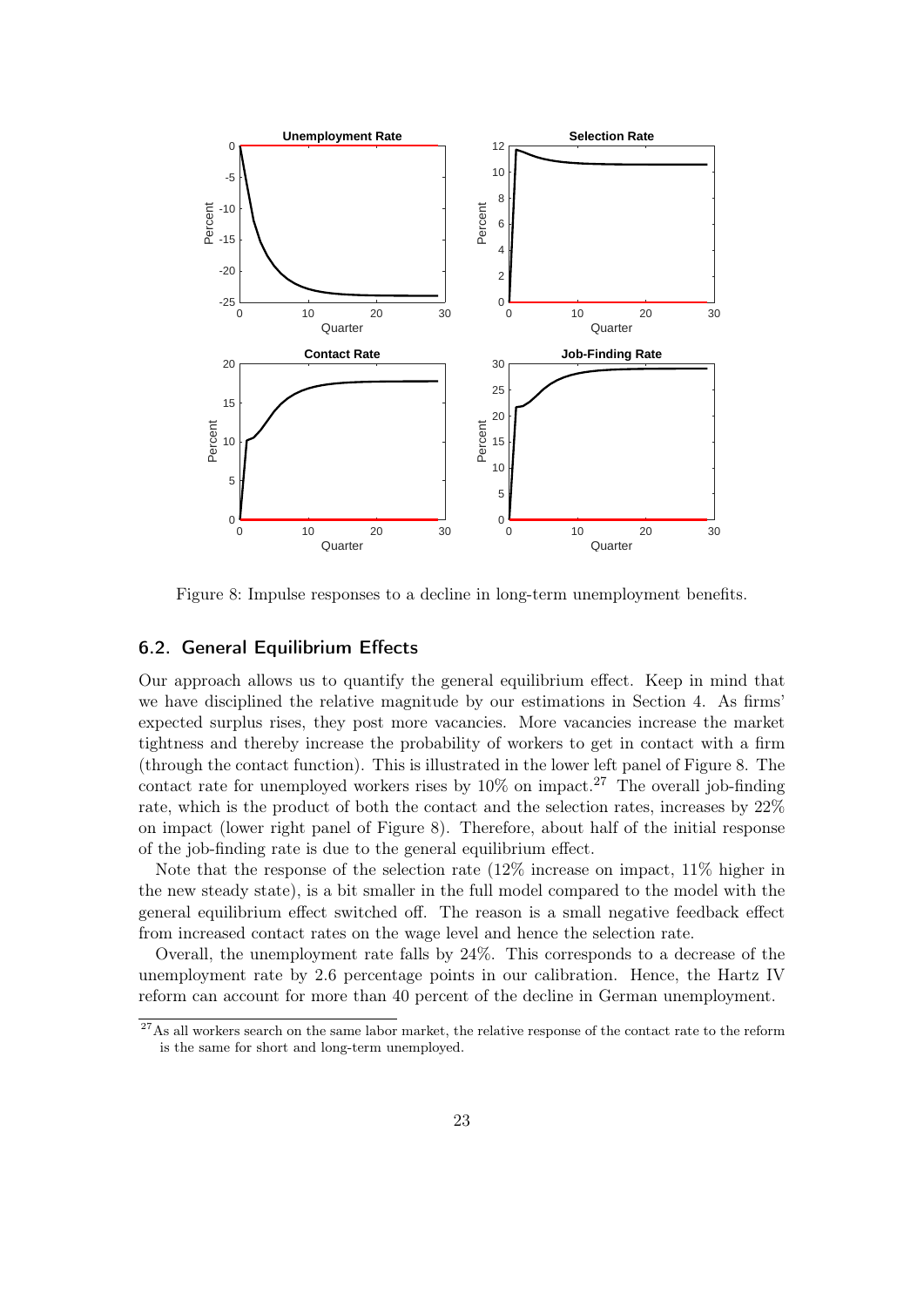Figure 8: Impulse responses to a decline in long-term unemployment benefits.

## 6.2. General Equilibrium Effects

Our approach allows us to quantify the general equilibrium effect. Keep in mind that we have disciplined the relative magnitude by our estimations in Section 4. As firms' expected surplus rises, they post more vacancies. More vacancies increase the market tightness and thereby increase the probability of workers to get in contact with a firm (through the contact function). This is illustrated in the lower left panel of Figure 8. The contact rate for unemployed workers rises by 10% on impact.[27] The overall job-finding rate, which is the product of both the contact and the selection rates, increases by 22% on impact (lower right panel of Figure 8). Therefore, about half of the initial response of the job-finding rate is due to the general equilibrium effect.

Note that the response of the selection rate (12% increase on impact, 11% higher in the new steady state), is a bit smaller in the full model compared to the model with the general equilibrium effect switched off. The reason is a small negative feedback effect from increased contact rates on the wage level and hence the selection rate.

Overall, the unemployment rate falls by 24%. This corresponds to a decrease of the unemployment rate by 2.6 percentage points in our calibration. Hence, the Hartz IV reform can account for more than 40 percent of the decline in German unemployment.

[27] As all workers search on the same labor market, the relative response of the contact rate to the reform is the same for short and long-term unemployed.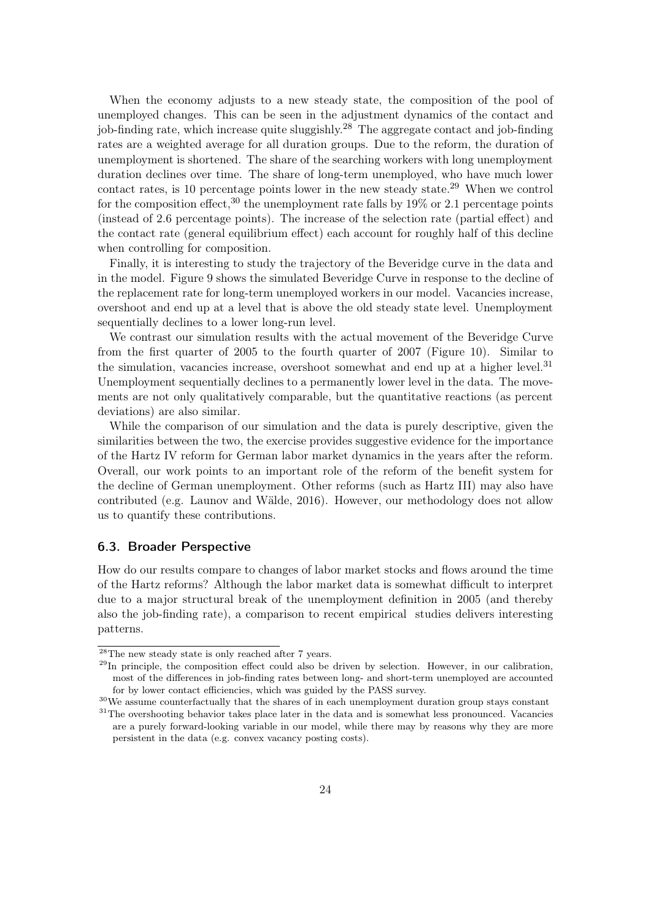When the economy adjusts to a new steady state, the composition of the pool of unemployed changes. This can be seen in the adjustment dynamics of the contact and job-finding rate, which increase quite sluggishly.[28] The aggregate contact and job-finding rates are a weighted average for all duration groups. Due to the reform, the duration of unemployment is shortened. The share of the searching workers with long unemployment duration declines over time. The share of long-term unemployed, who have much lower contact rates, is 10 percentage points lower in the new steady state.[29] When we control for the composition effect,[30] the unemployment rate falls by 19% or 2.1 percentage points (instead of 2.6 percentage points). The increase of the selection rate (partial effect) and the contact rate (general equilibrium effect) each account for roughly half of this decline when controlling for composition.

Finally, it is interesting to study the trajectory of the Beveridge curve in the data and in the model. Figure 9 shows the simulated Beveridge Curve in response to the decline of the replacement rate for long-term unemployed workers in our model. Vacancies increase, overshoot and end up at a level that is above the old steady state level. Unemployment sequentially declines to a lower long-run level.

We contrast our simulation results with the actual movement of the Beveridge Curve from the first quarter of 2005 to the fourth quarter of 2007 (Figure 10). Similar to the simulation, vacancies increase, overshoot somewhat and end up at a higher level.[31] Unemployment sequentially declines to a permanently lower level in the data. The movements are not only qualitatively comparable, but the quantitative reactions (as percent deviations) are also similar.

While the comparison of our simulation and the data is purely descriptive, given the similarities between the two, the exercise provides suggestive evidence for the importance of the Hartz IV reform for German labor market dynamics in the years after the reform. Overall, our work points to an important role of the reform of the benefit system for the decline of German unemployment. Other reforms (such as Hartz III) may also have contributed (e.g. Launov and Wälde, 2016). However, our methodology does not allow us to quantify these contributions.

### 6.3. Broader Perspective

How do our results compare to changes of labor market stocks and flows around the time of the Hartz reforms? Although the labor market data is somewhat difficult to interpret due to a major structural break of the unemployment definition in 2005 (and thereby also the job-finding rate), a comparison to recent empirical studies delivers interesting patterns.

---

[28] The new steady state is only reached after 7 years.

[29] In principle, the composition effect could also be driven by selection. However, in our calibration, most of the differences in job-finding rates between long- and short-term unemployed are accounted for by lower contact efficiencies, which was guided by the PASS survey.

[30] We assume counterfactually that the shares of in each unemployment duration group stays constant

[31] The overshooting behavior takes place later in the data and is somewhat less pronounced. Vacancies are a purely forward-looking variable in our model, while there may by reasons why they are more persistent in the data (e.g. convex vacancy posting costs).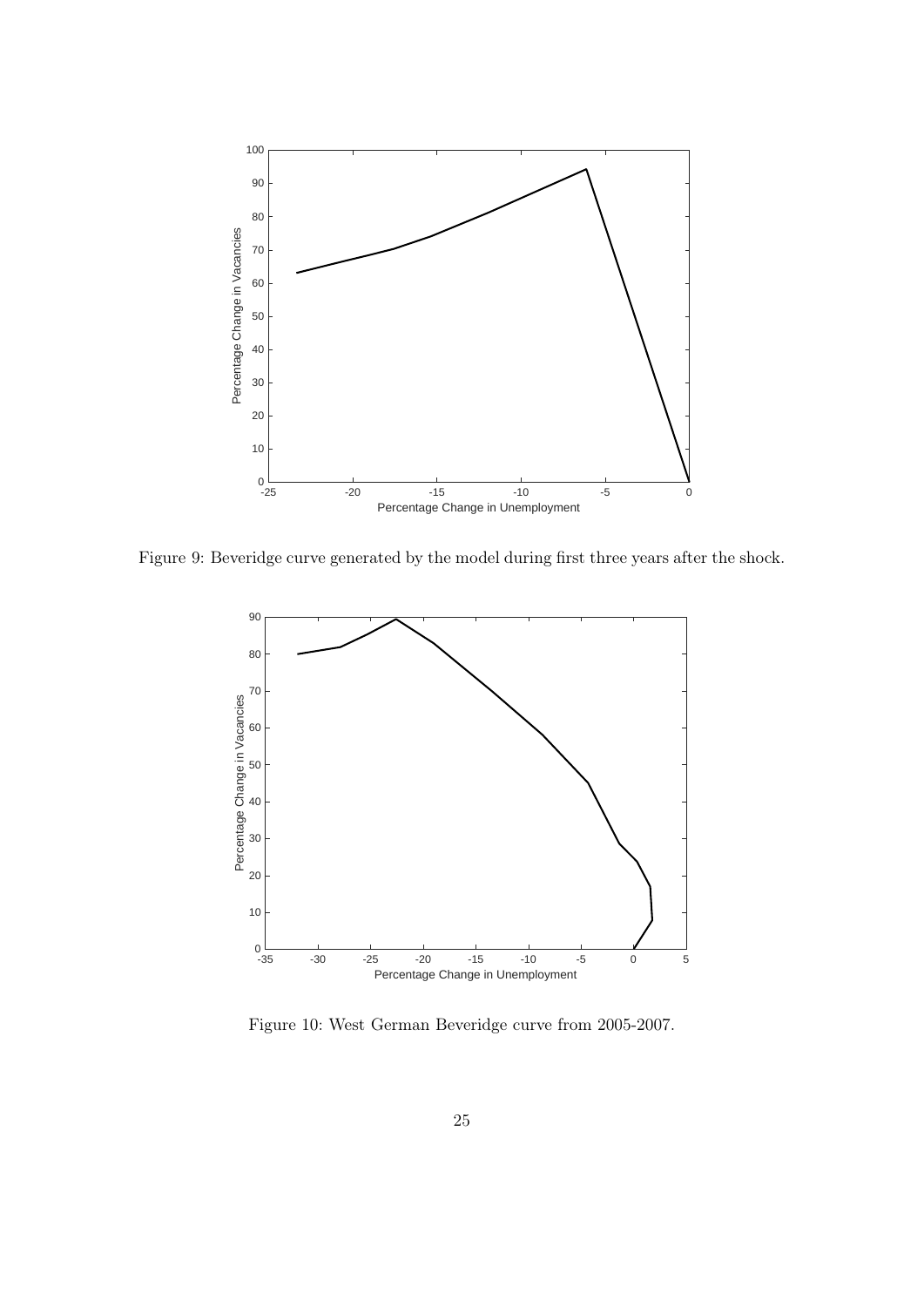Figure 9: Beveridge curve generated by the model during first three years after the shock.

Figure 10: West German Beveridge curve from 2005-2007.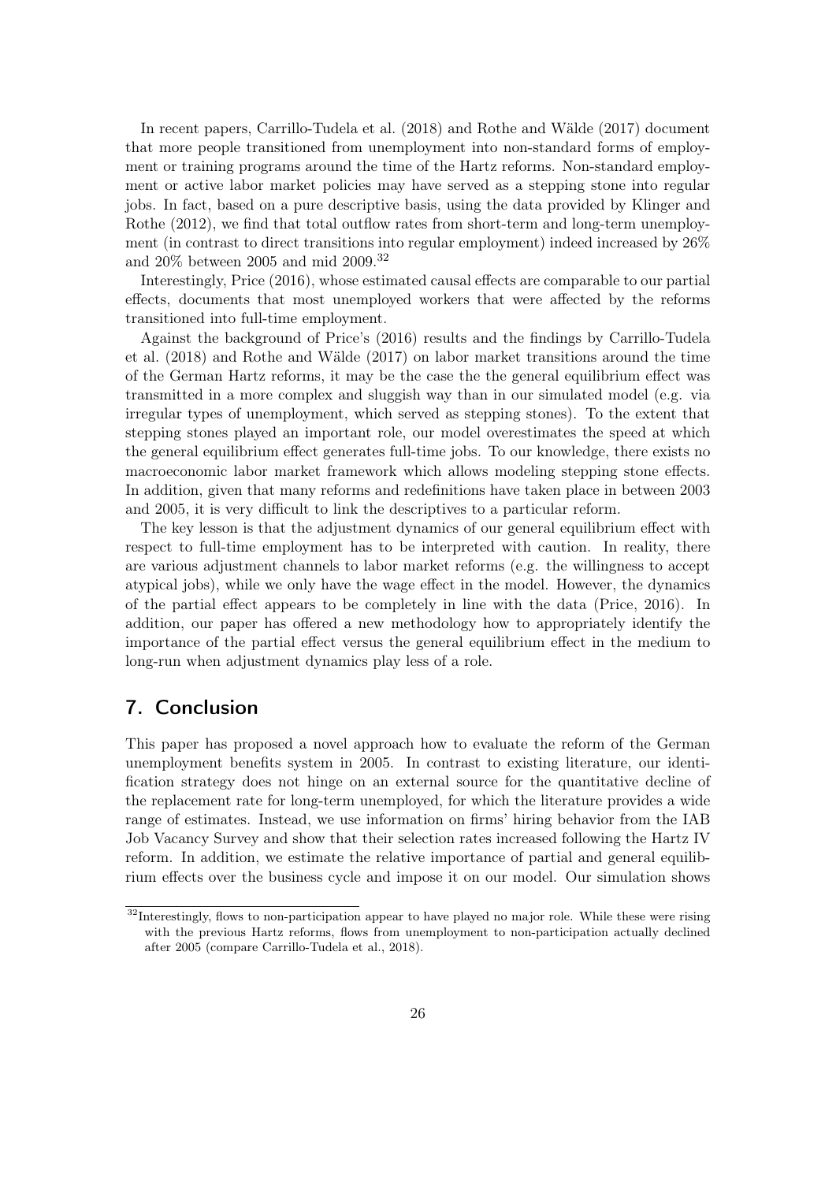In recent papers, Carrillo-Tudela et al. (2018) and Rothe and Wälde (2017) document that more people transitioned from unemployment into non-standard forms of employment or training programs around the time of the Hartz reforms. Non-standard employment or active labor market policies may have served as a stepping stone into regular jobs. In fact, based on a pure descriptive basis, using the data provided by Klinger and Rothe (2012), we find that total outflow rates from short-term and long-term unemployment (in contrast to direct transitions into regular employment) indeed increased by 26% and 20% between 2005 and mid 2009.[32]

Interestingly, Price (2016), whose estimated causal effects are comparable to our partial effects, documents that most unemployed workers that were affected by the reforms transitioned into full-time employment.

Against the background of Price's (2016) results and the findings by Carrillo-Tudela et al. (2018) and Rothe and Wälde (2017) on labor market transitions around the time of the German Hartz reforms, it may be the case the the general equilibrium effect was transmitted in a more complex and sluggish way than in our simulated model (e.g. via irregular types of unemployment, which served as stepping stones). To the extent that stepping stones played an important role, our model overestimates the speed at which the general equilibrium effect generates full-time jobs. To our knowledge, there exists no macroeconomic labor market framework which allows modeling stepping stone effects. In addition, given that many reforms and redefinitions have taken place in between 2003 and 2005, it is very difficult to link the descriptives to a particular reform.

The key lesson is that the adjustment dynamics of our general equilibrium effect with respect to full-time employment has to be interpreted with caution. In reality, there are various adjustment channels to labor market reforms (e.g. the willingness to accept atypical jobs), while we only have the wage effect in the model. However, the dynamics of the partial effect appears to be completely in line with the data (Price, 2016). In addition, our paper has offered a new methodology how to appropriately identify the importance of the partial effect versus the general equilibrium effect in the medium to long-run when adjustment dynamics play less of a role.

## 7. Conclusion

This paper has proposed a novel approach how to evaluate the reform of the German unemployment benefits system in 2005. In contrast to existing literature, our identification strategy does not hinge on an external source for the quantitative decline of the replacement rate for long-term unemployed, for which the literature provides a wide range of estimates. Instead, we use information on firms' hiring behavior from the IAB Job Vacancy Survey and show that their selection rates increased following the Hartz IV reform. In addition, we estimate the relative importance of partial and general equilibrium effects over the business cycle and impose it on our model. Our simulation shows

[32] Interestingly, flows to non-participation appear to have played no major role. While these were rising with the previous Hartz reforms, flows from unemployment to non-participation actually declined after 2005 (compare Carrillo-Tudela et al., 2018).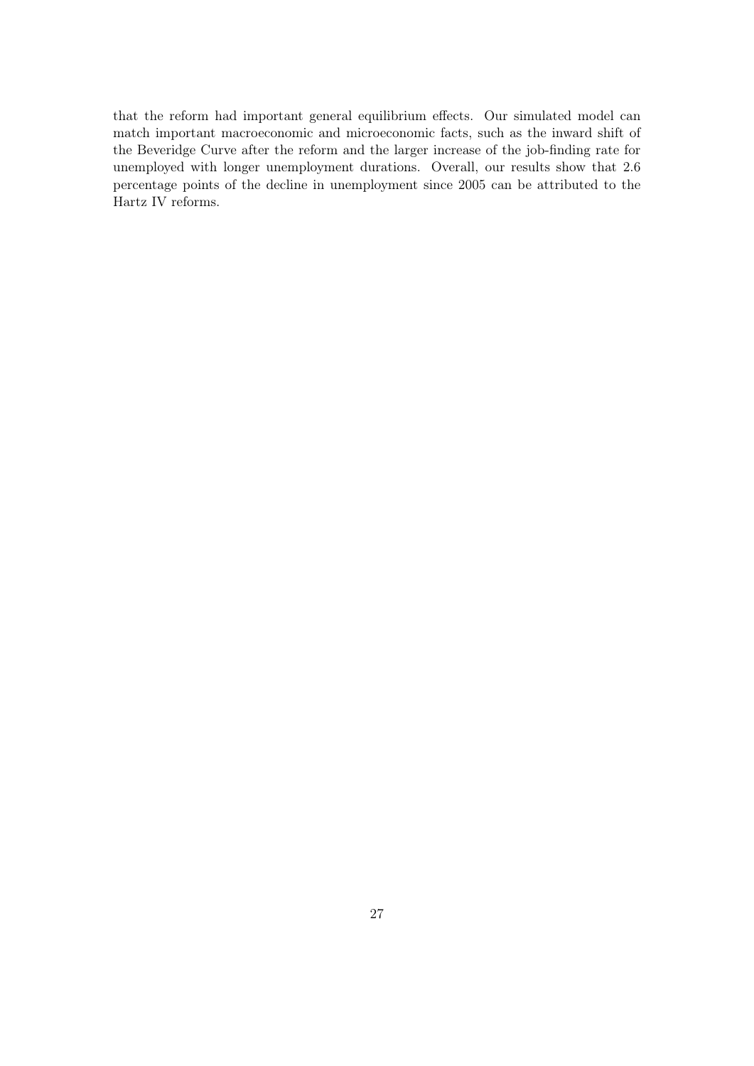that the reform had important general equilibrium effects. Our simulated model can match important macroeconomic and microeconomic facts, such as the inward shift of the Beveridge Curve after the reform and the larger increase of the job-finding rate for unemployed with longer unemployment durations. Overall, our results show that 2.6 percentage points of the decline in unemployment since 2005 can be attributed to the Hartz IV reforms.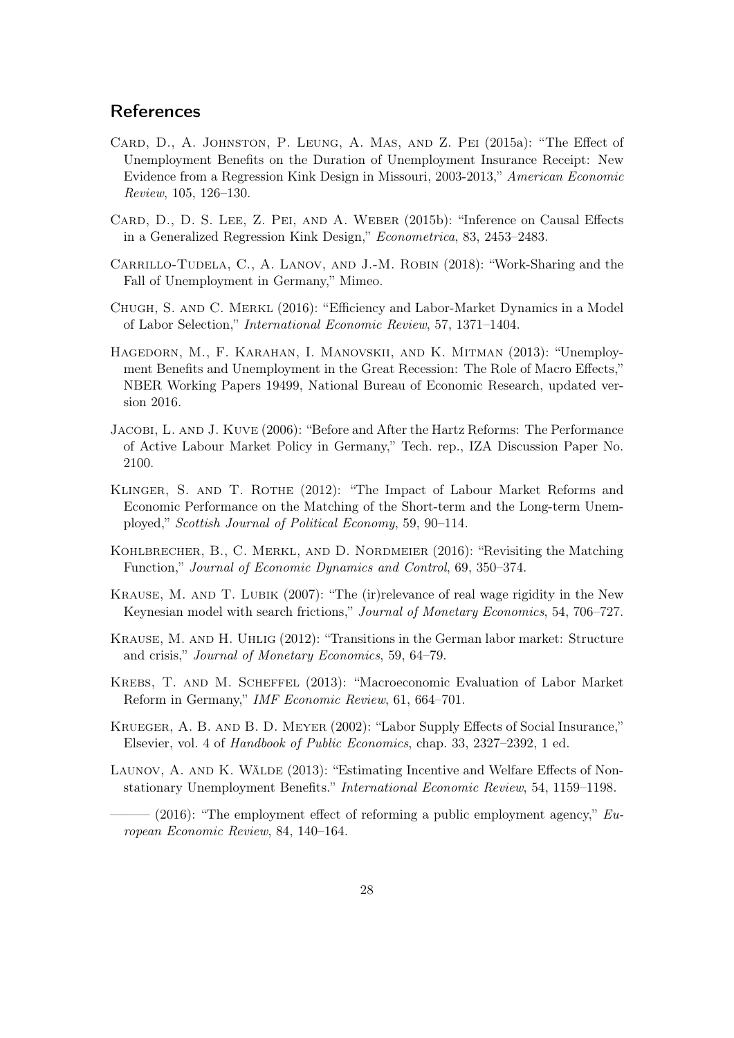## References

Card, D., A. Johnston, P. Leung, A. Mas, and Z. Pei (2015a): "The Effect of Unemployment Benefits on the Duration of Unemployment Insurance Receipt: New Evidence from a Regression Kink Design in Missouri, 2003-2013," *American Economic Review*, 105, 126–130.

Card, D., D. S. Lee, Z. Pei, and A. Weber (2015b): "Inference on Causal Effects in a Generalized Regression Kink Design," *Econometrica*, 83, 2453–2483.

Carrillo-Tudela, C., A. Lanov, and J.-M. Robin (2018): "Work-Sharing and the Fall of Unemployment in Germany," Mimeo.

Chugh, S. and C. Merkl (2016): "Efficiency and Labor-Market Dynamics in a Model of Labor Selection," *International Economic Review*, 57, 1371–1404.

Hagedorn, M., F. Karahan, I. Manovskii, and K. Mitman (2013): "Unemployment Benefits and Unemployment in the Great Recession: The Role of Macro Effects," NBER Working Papers 19499, National Bureau of Economic Research, updated version 2016.

Jacobi, L. and J. Kuve (2006): "Before and After the Hartz Reforms: The Performance of Active Labour Market Policy in Germany," Tech. rep., IZA Discussion Paper No. 2100.

Klinger, S. and T. Rothe (2012): "The Impact of Labour Market Reforms and Economic Performance on the Matching of the Short-term and the Long-term Unemployed," *Scottish Journal of Political Economy*, 59, 90–114.

Kohlbrecher, B., C. Merkl, and D. Nordmeier (2016): "Revisiting the Matching Function," *Journal of Economic Dynamics and Control*, 69, 350–374.

Krause, M. and T. Lubik (2007): "The (ir)relevance of real wage rigidity in the New Keynesian model with search frictions," *Journal of Monetary Economics*, 54, 706–727.

Krause, M. and H. Uhlig (2012): "Transitions in the German labor market: Structure and crisis," *Journal of Monetary Economics*, 59, 64–79.

Krebs, T. and M. Scheffel (2013): "Macroeconomic Evaluation of Labor Market Reform in Germany," *IMF Economic Review*, 61, 664–701.

Krueger, A. B. and B. D. Meyer (2002): "Labor Supply Effects of Social Insurance," Elsevier, vol. 4 of *Handbook of Public Economics*, chap. 33, 2327–2392, 1 ed.

Launov, A. and K. Wälde (2013): "Estimating Incentive and Welfare Effects of Nonstationary Unemployment Benefits." *International Economic Review*, 54, 1159–1198.

——— (2016): "The employment effect of reforming a public employment agency," *European Economic Review*, 84, 140–164.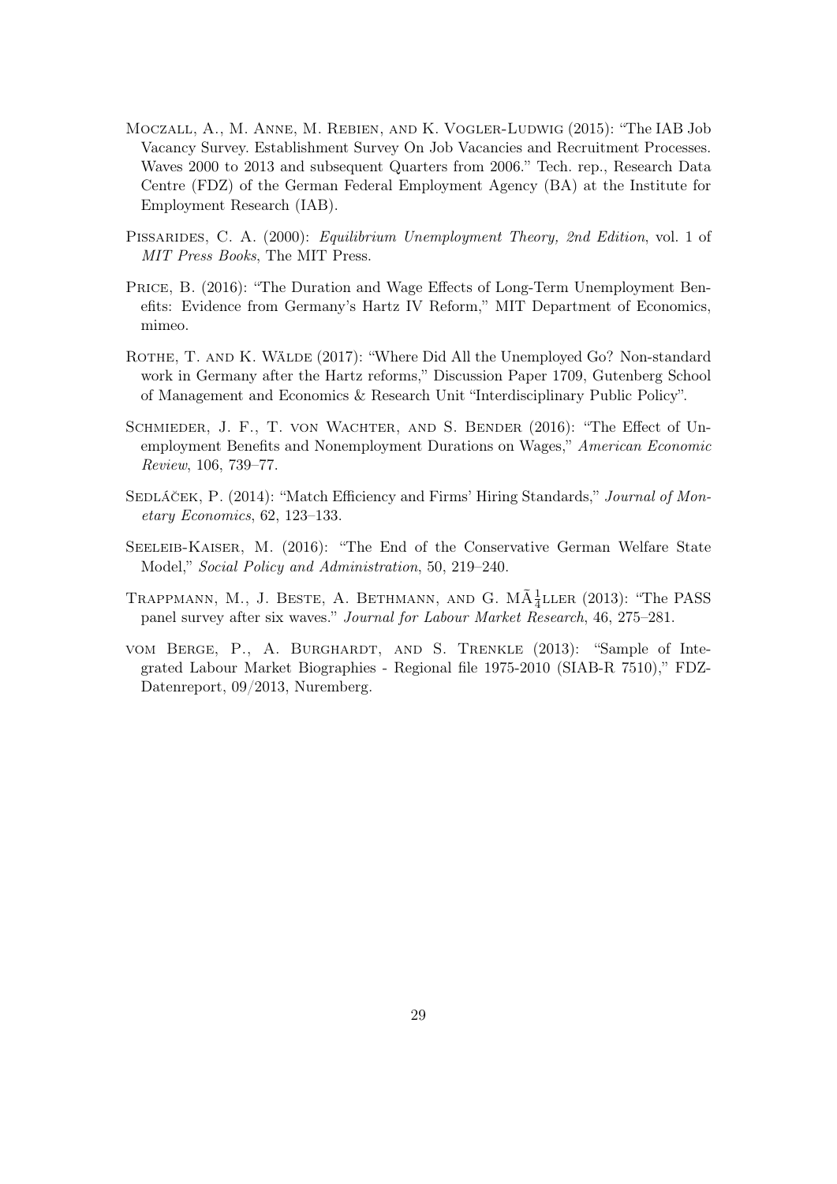Moczall, A., M. Anne, M. Rebien, and K. Vogler-Ludwig (2015): "The IAB Job Vacancy Survey. Establishment Survey On Job Vacancies and Recruitment Processes. Waves 2000 to 2013 and subsequent Quarters from 2006." Tech. rep., Research Data Centre (FDZ) of the German Federal Employment Agency (BA) at the Institute for Employment Research (IAB).

Pissarides, C. A. (2000): *Equilibrium Unemployment Theory, 2nd Edition*, vol. 1 of *MIT Press Books*, The MIT Press.

Price, B. (2016): "The Duration and Wage Effects of Long-Term Unemployment Benefits: Evidence from Germany's Hartz IV Reform," MIT Department of Economics, mimeo.

Rothe, T. and K. Wälde (2017): "Where Did All the Unemployed Go? Non-standard work in Germany after the Hartz reforms," Discussion Paper 1709, Gutenberg School of Management and Economics & Research Unit "Interdisciplinary Public Policy".

Schmieder, J. F., T. von Wachter, and S. Bender (2016): "The Effect of Unemployment Benefits and Nonemployment Durations on Wages," *American Economic Review*, 106, 739–77.

Sedláček, P. (2014): "Match Efficiency and Firms' Hiring Standards," *Journal of Monetary Economics*, 62, 123–133.

Seeleib-Kaiser, M. (2016): "The End of the Conservative German Welfare State Model," *Social Policy and Administration*, 50, 219–240.

Trappmann, M., J. Beste, A. Bethmann, and G. MÃ¼ller (2013): "The PASS panel survey after six waves." *Journal for Labour Market Research*, 46, 275–281.

vom Berge, P., A. Burghardt, and S. Trenkle (2013): "Sample of Integrated Labour Market Biographies - Regional file 1975-2010 (SIAB-R 7510)," FDZ-Datenreport, 09/2013, Nuremberg.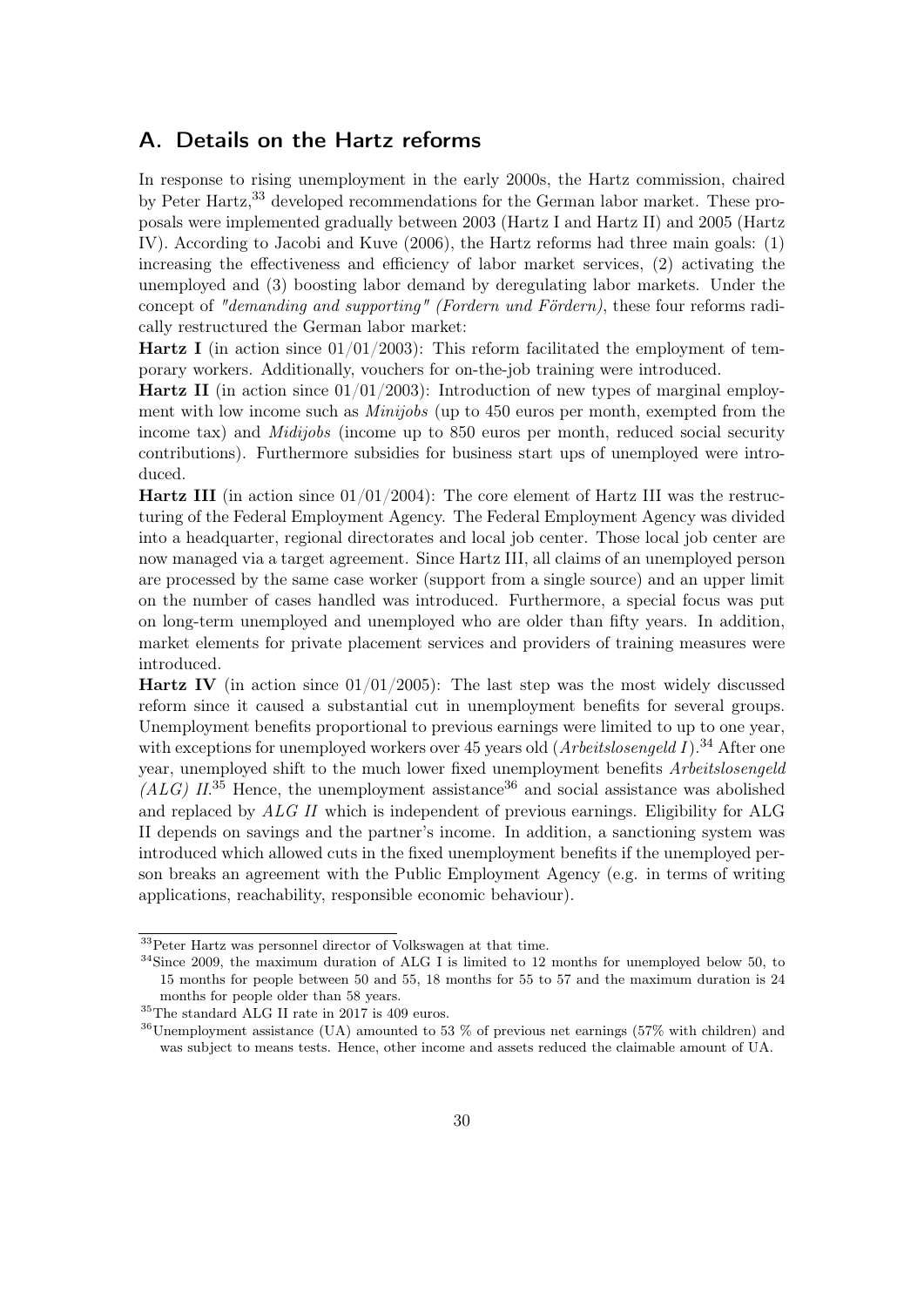# A. Details on the Hartz reforms

In response to rising unemployment in the early 2000s, the Hartz commission, chaired by Peter Hartz,[33] developed recommendations for the German labor market. These proposals were implemented gradually between 2003 (Hartz I and Hartz II) and 2005 (Hartz IV). According to Jacobi and Kuve (2006), the Hartz reforms had three main goals: (1) increasing the effectiveness and efficiency of labor market services, (2) activating the unemployed and (3) boosting labor demand by deregulating labor markets. Under the concept of *"demanding and supporting" (Fordern und Fördern)*, these four reforms radically restructured the German labor market:

**Hartz I** (in action since 01/01/2003): This reform facilitated the employment of temporary workers. Additionally, vouchers for on-the-job training were introduced.

**Hartz II** (in action since 01/01/2003): Introduction of new types of marginal employment with low income such as *Minijobs* (up to 450 euros per month, exempted from the income tax) and *Midijobs* (income up to 850 euros per month, reduced social security contributions). Furthermore subsidies for business start ups of unemployed were introduced.

**Hartz III** (in action since 01/01/2004): The core element of Hartz III was the restructuring of the Federal Employment Agency. The Federal Employment Agency was divided into a headquarter, regional directorates and local job center. Those local job center are now managed via a target agreement. Since Hartz III, all claims of an unemployed person are processed by the same case worker (support from a single source) and an upper limit on the number of cases handled was introduced. Furthermore, a special focus was put on long-term unemployed and unemployed who are older than fifty years. In addition, market elements for private placement services and providers of training measures were introduced.

**Hartz IV** (in action since 01/01/2005): The last step was the most widely discussed reform since it caused a substantial cut in unemployment benefits for several groups. Unemployment benefits proportional to previous earnings were limited to up to one year, with exceptions for unemployed workers over 45 years old (*Arbeitslosengeld I*).[34] After one year, unemployed shift to the much lower fixed unemployment benefits *Arbeitslosengeld (ALG) II*.[35] Hence, the unemployment assistance[36] and social assistance was abolished and replaced by *ALG II* which is independent of previous earnings. Eligibility for ALG II depends on savings and the partner's income. In addition, a sanctioning system was introduced which allowed cuts in the fixed unemployment benefits if the unemployed person breaks an agreement with the Public Employment Agency (e.g. in terms of writing applications, reachability, responsible economic behaviour).

---

[33] Peter Hartz was personnel director of Volkswagen at that time.

[34] Since 2009, the maximum duration of ALG I is limited to 12 months for unemployed below 50, to 15 months for people between 50 and 55, 18 months for 55 to 57 and the maximum duration is 24 months for people older than 58 years.

[35] The standard ALG II rate in 2017 is 409 euros.

[36] Unemployment assistance (UA) amounted to 53 % of previous net earnings (57% with children) and was subject to means tests. Hence, other income and assets reduced the claimable amount of UA.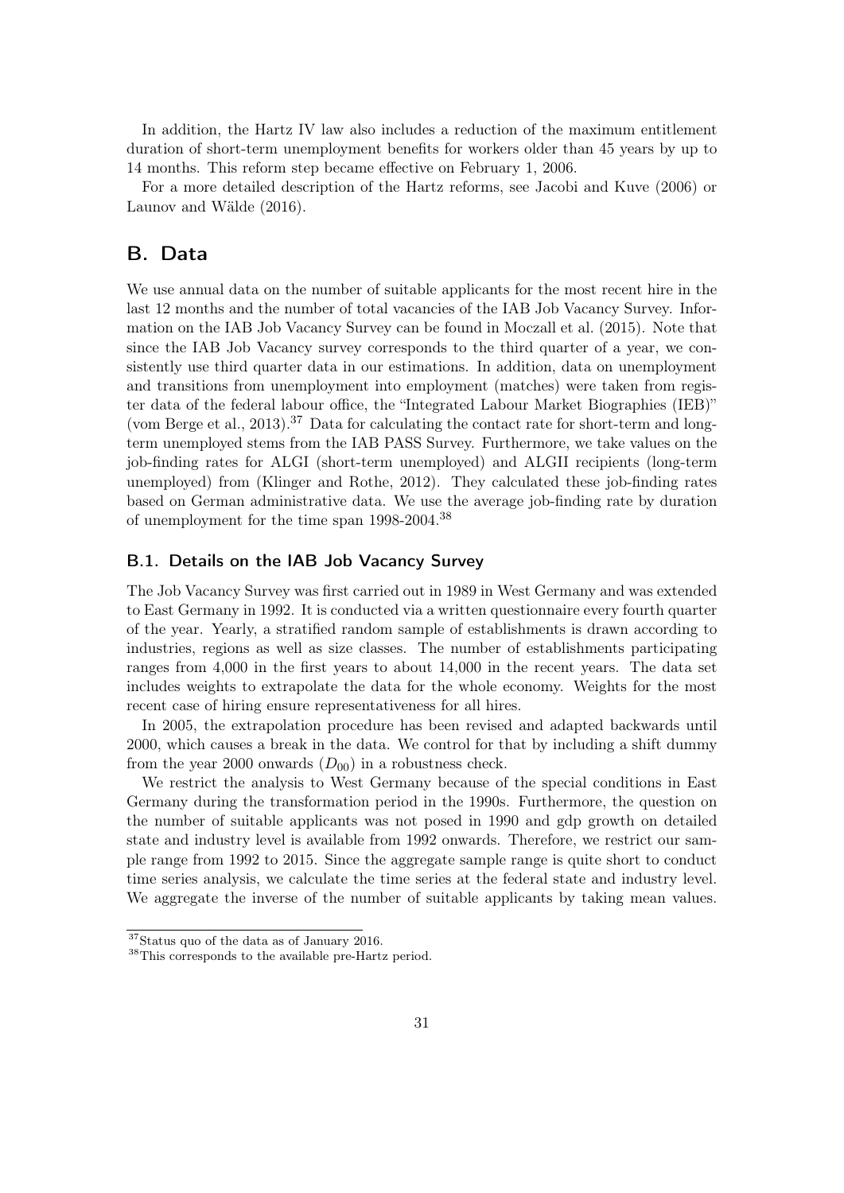In addition, the Hartz IV law also includes a reduction of the maximum entitlement duration of short-term unemployment benefits for workers older than 45 years by up to 14 months. This reform step became effective on February 1, 2006.

For a more detailed description of the Hartz reforms, see Jacobi and Kuve (2006) or Launov and Wälde (2016).

# B. Data

We use annual data on the number of suitable applicants for the most recent hire in the last 12 months and the number of total vacancies of the IAB Job Vacancy Survey. Information on the IAB Job Vacancy Survey can be found in Moczall et al. (2015). Note that since the IAB Job Vacancy survey corresponds to the third quarter of a year, we consistently use third quarter data in our estimations. In addition, data on unemployment and transitions from unemployment into employment (matches) were taken from register data of the federal labour office, the "Integrated Labour Market Biographies (IEB)" (vom Berge et al., 2013).[37] Data for calculating the contact rate for short-term and long-term unemployed stems from the IAB PASS Survey. Furthermore, we take values on the job-finding rates for ALGI (short-term unemployed) and ALGII recipients (long-term unemployed) from (Klinger and Rothe, 2012). They calculated these job-finding rates based on German administrative data. We use the average job-finding rate by duration of unemployment for the time span 1998-2004.[38]

## B.1. Details on the IAB Job Vacancy Survey

The Job Vacancy Survey was first carried out in 1989 in West Germany and was extended to East Germany in 1992. It is conducted via a written questionnaire every fourth quarter of the year. Yearly, a stratified random sample of establishments is drawn according to industries, regions as well as size classes. The number of establishments participating ranges from 4,000 in the first years to about 14,000 in the recent years. The data set includes weights to extrapolate the data for the whole economy. Weights for the most recent case of hiring ensure representativeness for all hires.

In 2005, the extrapolation procedure has been revised and adapted backwards until 2000, which causes a break in the data. We control for that by including a shift dummy from the year 2000 onwards ($D_{00}$) in a robustness check.

We restrict the analysis to West Germany because of the special conditions in East Germany during the transformation period in the 1990s. Furthermore, the question on the number of suitable applicants was not posed in 1990 and gdp growth on detailed state and industry level is available from 1992 onwards. Therefore, we restrict our sample range from 1992 to 2015. Since the aggregate sample range is quite short to conduct time series analysis, we calculate the time series at the federal state and industry level. We aggregate the inverse of the number of suitable applicants by taking mean values.

[37] Status quo of the data as of January 2016.

[38] This corresponds to the available pre-Hartz period.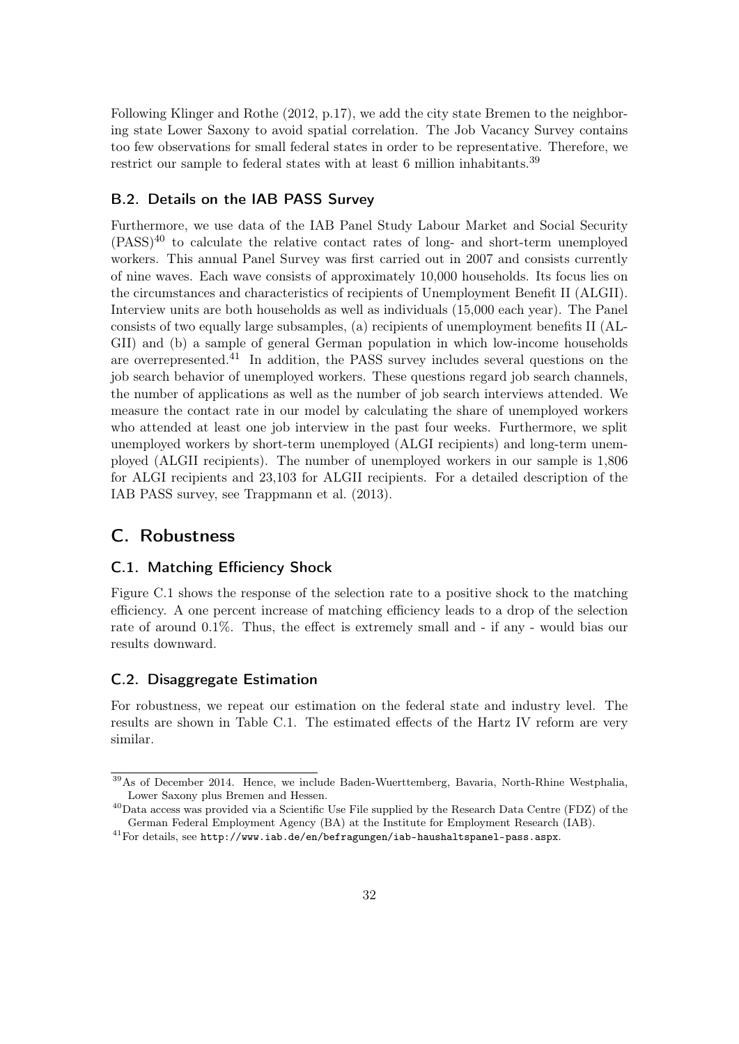Following Klinger and Rothe (2012, p.17), we add the city state Bremen to the neighboring state Lower Saxony to avoid spatial correlation. The Job Vacancy Survey contains too few observations for small federal states in order to be representative. Therefore, we restrict our sample to federal states with at least 6 million inhabitants.[39]

### B.2. Details on the IAB PASS Survey

Furthermore, we use data of the IAB Panel Study Labour Market and Social Security (PASS)[40] to calculate the relative contact rates of long- and short-term unemployed workers. This annual Panel Survey was first carried out in 2007 and consists currently of nine waves. Each wave consists of approximately 10,000 households. Its focus lies on the circumstances and characteristics of recipients of Unemployment Benefit II (ALGII). Interview units are both households as well as individuals (15,000 each year). The Panel consists of two equally large subsamples, (a) recipients of unemployment benefits II (ALGII) and (b) a sample of general German population in which low-income households are overrepresented.[41] In addition, the PASS survey includes several questions on the job search behavior of unemployed workers. These questions regard job search channels, the number of applications as well as the number of job search interviews attended. We measure the contact rate in our model by calculating the share of unemployed workers who attended at least one job interview in the past four weeks. Furthermore, we split unemployed workers by short-term unemployed (ALGI recipients) and long-term unemployed (ALGII recipients). The number of unemployed workers in our sample is 1,806 for ALGI recipients and 23,103 for ALGII recipients. For a detailed description of the IAB PASS survey, see Trappmann et al. (2013).

## C. Robustness

### C.1. Matching Efficiency Shock

Figure C.1 shows the response of the selection rate to a positive shock to the matching efficiency. A one percent increase of matching efficiency leads to a drop of the selection rate of around 0.1%. Thus, the effect is extremely small and - if any - would bias our results downward.

### C.2. Disaggregate Estimation

For robustness, we repeat our estimation on the federal state and industry level. The results are shown in Table C.1. The estimated effects of the Hartz IV reform are very similar.

---

[39] As of December 2014. Hence, we include Baden-Wuerttemberg, Bavaria, North-Rhine Westphalia, Lower Saxony plus Bremen and Hessen.

[40] Data access was provided via a Scientific Use File supplied by the Research Data Centre (FDZ) of the German Federal Employment Agency (BA) at the Institute for Employment Research (IAB).

[41] For details, see http://www.iab.de/en/befragungen/iab-haushaltspanel-pass.aspx.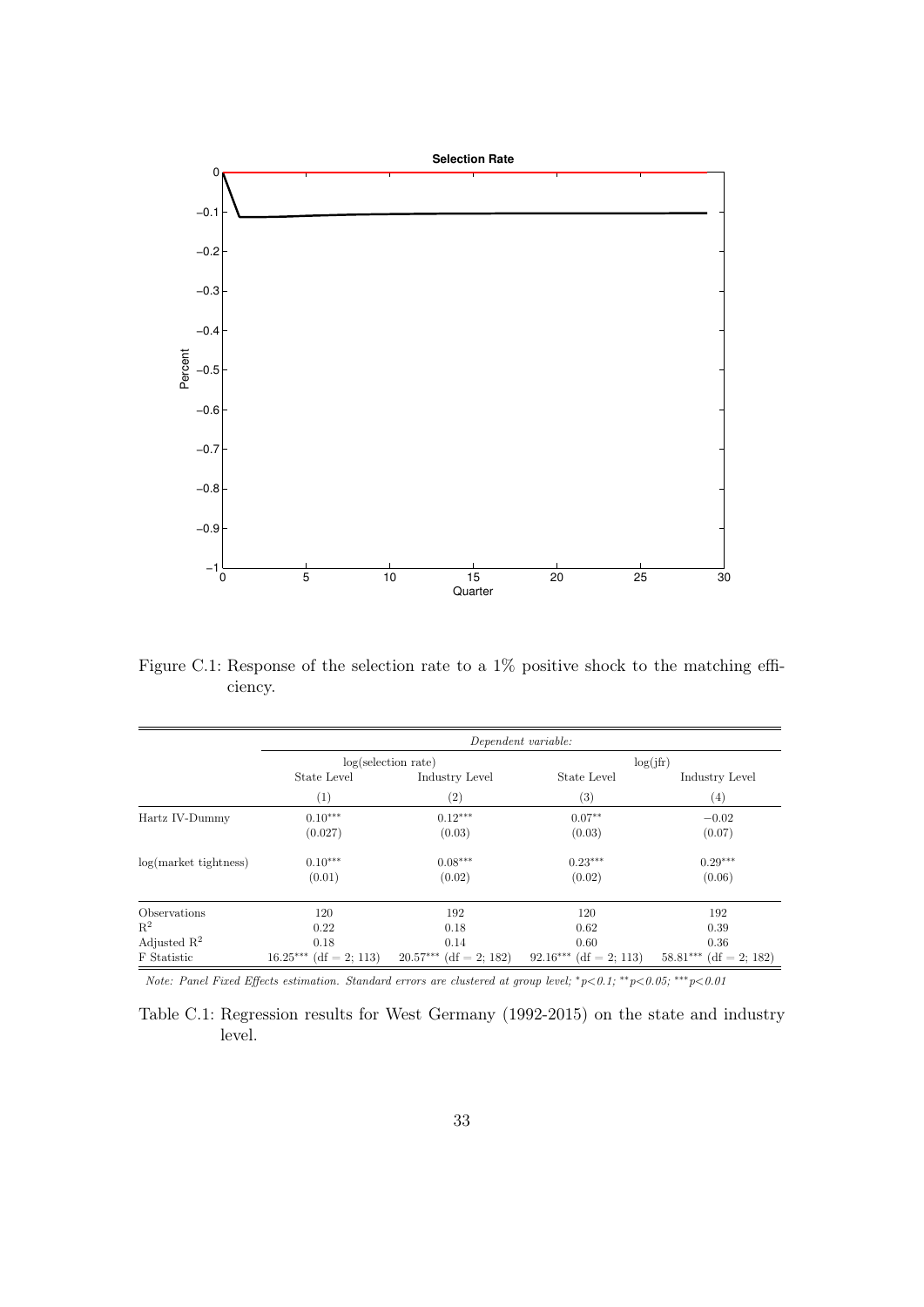Figure C.1: Response of the selection rate to a 1% positive shock to the matching efficiency.

| | *Dependent variable:* | | | |
|---|---|---|---|---|
| | log(selection rate) | | log(jfr) | |
| | State Level | Industry Level | State Level | Industry Level |
| | (1) | (2) | (3) | (4) |
| Hartz IV-Dummy | $0.10^{***}$ | $0.12^{***}$ | $0.07^{**}$ | $-0.02$ |
| | (0.027) | (0.03) | (0.03) | (0.07) |
| log(market tightness) | $0.10^{***}$ | $0.08^{***}$ | $0.23^{***}$ | $0.29^{***}$ |
| | (0.01) | (0.02) | (0.02) | (0.06) |
| Observations | 120 | 192 | 120 | 192 |
| $R^2$ | 0.22 | 0.18 | 0.62 | 0.39 |
| Adjusted $R^2$ | 0.18 | 0.14 | 0.60 | 0.36 |
| F Statistic | $16.25^{***}$ (df = 2; 113) | $20.57^{***}$ (df = 2; 182) | $92.16^{***}$ (df = 2; 113) | $58.81^{***}$ (df = 2; 182) |

*Note: Panel Fixed Effects estimation. Standard errors are clustered at group level;* $^{*}p<0.1$; $^{**}p<0.05$; $^{***}p<0.01$

Table C.1: Regression results for West Germany (1992-2015) on the state and industry level.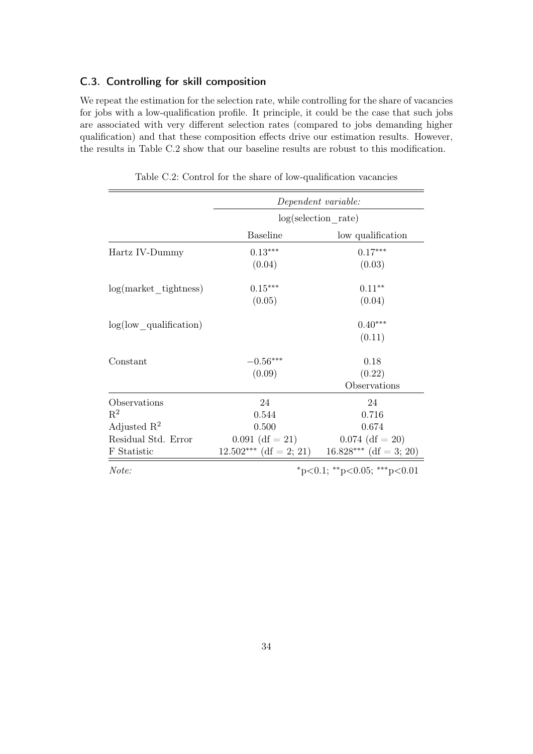### C.3. Controlling for skill composition

We repeat the estimation for the selection rate, while controlling for the share of vacancies for jobs with a low-qualification profile. It principle, it could be the case that such jobs are associated with very different selection rates (compared to jobs demanding higher qualification) and that these composition effects drive our estimation results. However, the results in Table C.2 show that our baseline results are robust to this modification.

Table C.2: Control for the share of low-qualification vacancies

| | *Dependent variable:* | |
|---|---|---|
| | log(selection_rate) | |
| | Baseline | low qualification |
| Hartz IV-Dummy | $0.13^{***}$ | $0.17^{***}$ |
| | (0.04) | (0.03) |
| log(market_tightness) | $0.15^{***}$ | $0.11^{**}$ |
| | (0.05) | (0.04) |
| log(low_qualification) | | $0.40^{***}$ |
| | | (0.11) |
| Constant | $-0.56^{***}$ | 0.18 |
| | (0.09) | (0.22) |
| | | Observations |
| Observations | 24 | 24 |
| $R^2$ | 0.544 | 0.716 |
| Adjusted $R^2$ | 0.500 | 0.674 |
| Residual Std. Error | 0.091 (df = 21) | 0.074 (df = 20) |
| F Statistic | $12.502^{***}$ (df = 2; 21) | $16.828^{***}$ (df = 3; 20) |
| *Note:* | | $^{*}$p<0.1; $^{**}$p<0.05; $^{***}$p<0.01 |